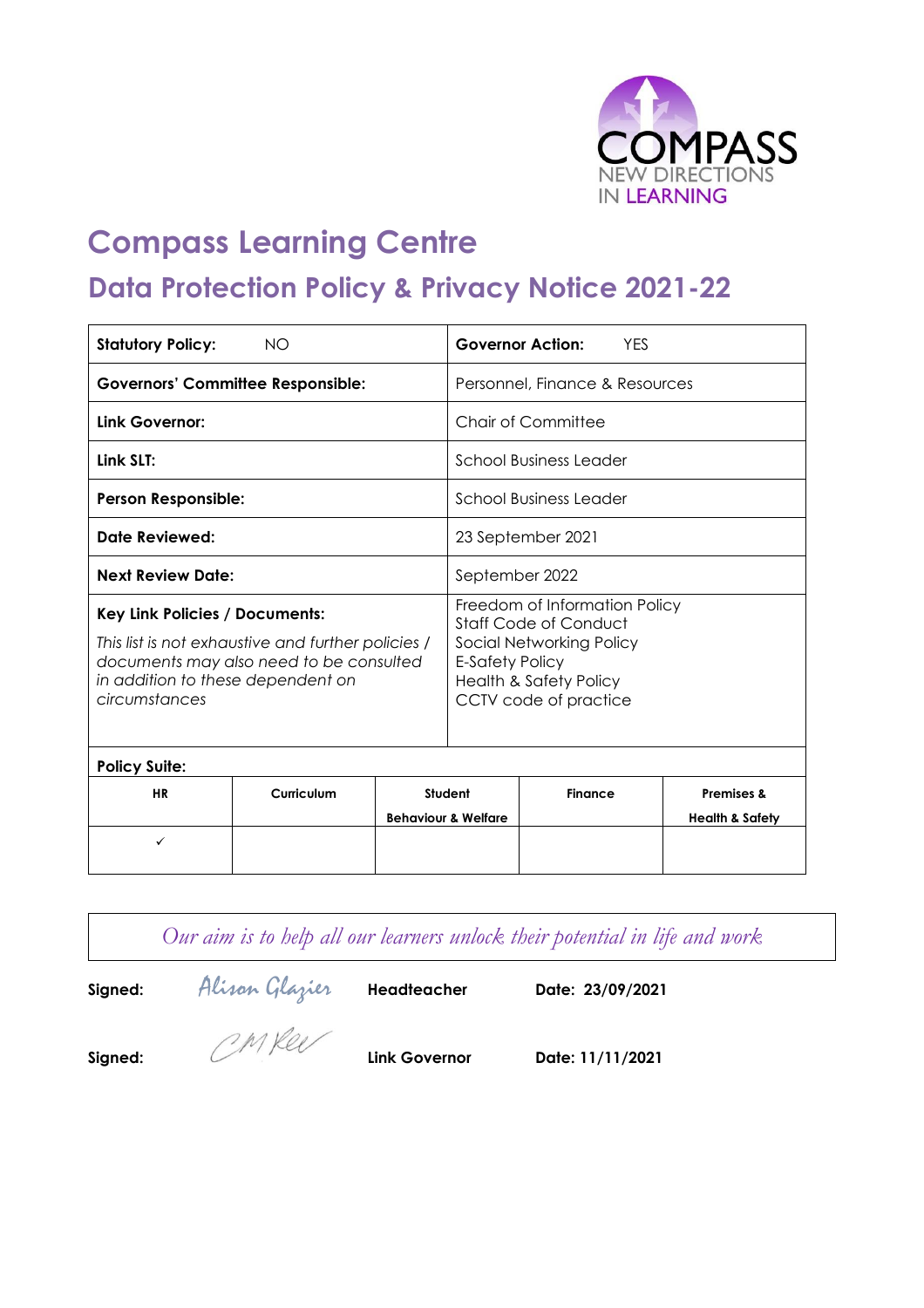COMPASS
NEW DIRECTIONS
IN LEARNING

# Compass Learning Centre

## Data Protection Policy & Privacy Notice 2021-22

| **Statutory Policy:** NO | **Governor Action:** YES |
|---|---|
| **Governors' Committee Responsible:** | Personnel, Finance & Resources |
| **Link Governor:** | Chair of Committee |
| **Link SLT:** | School Business Leader |
| **Person Responsible:** | School Business Leader |
| **Date Reviewed:** | 23 September 2021 |
| **Next Review Date:** | September 2022 |
| **Key Link Policies / Documents:** *This list is not exhaustive and further policies / documents may also need to be consulted in addition to these dependent on circumstances* | Freedom of Information Policy<br>Staff Code of Conduct<br>Social Networking Policy<br>E-Safety Policy<br>Health & Safety Policy<br>CCTV code of practice |

**Policy Suite:**

| HR | Curriculum | Student Behaviour & Welfare | Finance | Premises & Health & Safety |
|---|---|---|---|---|
| ✓ | | | | |

*Our aim is to help all our learners unlock their potential in life and work*

**Signed:** Alison Glazier **Headteacher** **Date: 23/09/2021**

**Signed:** CMKee **Link Governor** **Date: 11/11/2021**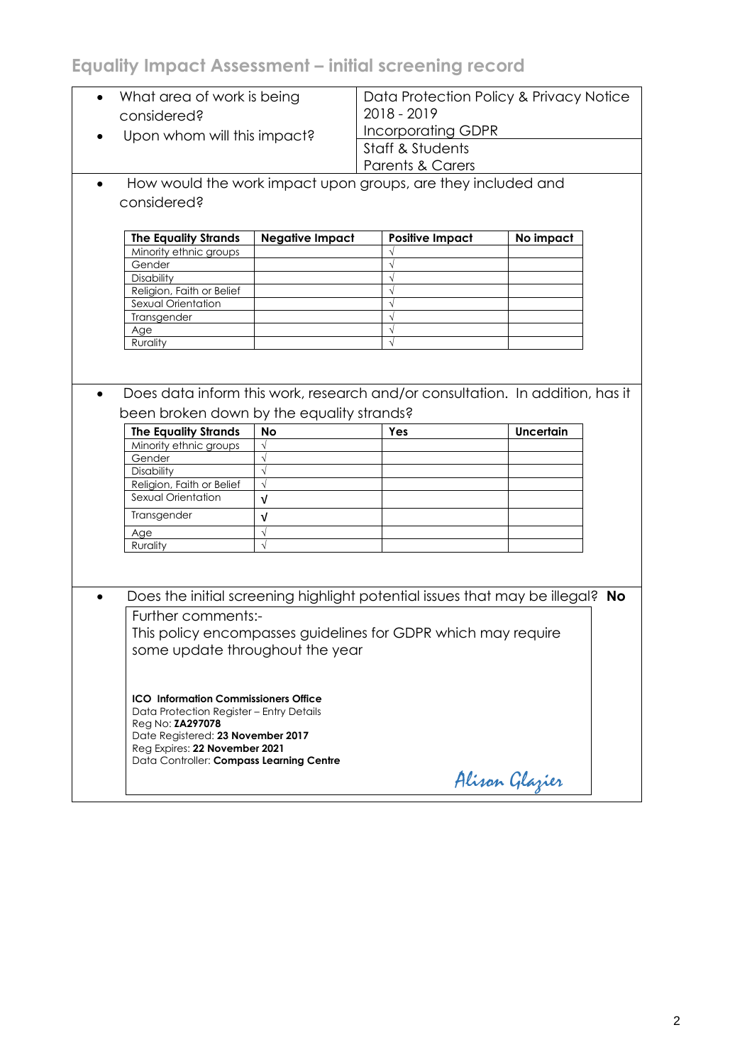## Equality Impact Assessment – initial screening record

| | |
|---|---|
| • What area of work is being considered? | Data Protection Policy & Privacy Notice 2018 - 2019 Incorporating GDPR |
| • Upon whom will this impact? | Staff & Students Parents & Carers |

- How would the work impact upon groups, are they included and considered?

| The Equality Strands | Negative Impact | Positive Impact | No impact |
|---|---|---|---|
| Minority ethnic groups | | √ | |
| Gender | | √ | |
| Disability | | √ | |
| Religion, Faith or Belief | | √ | |
| Sexual Orientation | | √ | |
| Transgender | | √ | |
| Age | | √ | |
| Rurality | | √ | |

- Does data inform this work, research and/or consultation. In addition, has it been broken down by the equality strands?

| The Equality Strands | No | Yes | Uncertain |
|---|---|---|---|
| Minority ethnic groups | √ | | |
| Gender | √ | | |
| Disability | √ | | |
| Religion, Faith or Belief | √ | | |
| Sexual Orientation | √ | | |
| Transgender | √ | | |
| Age | √ | | |
| Rurality | √ | | |

- Does the initial screening highlight potential issues that may be illegal? **No**

Further comments:-
This policy encompasses guidelines for GDPR which may require some update throughout the year

**ICO Information Commissioners Office**
Data Protection Register – Entry Details
Reg No: **ZA297078**
Date Registered: **23 November 2017**
Reg Expires: **22 November 2021**
Data Controller: **Compass Learning Centre**

*Alison Glazier*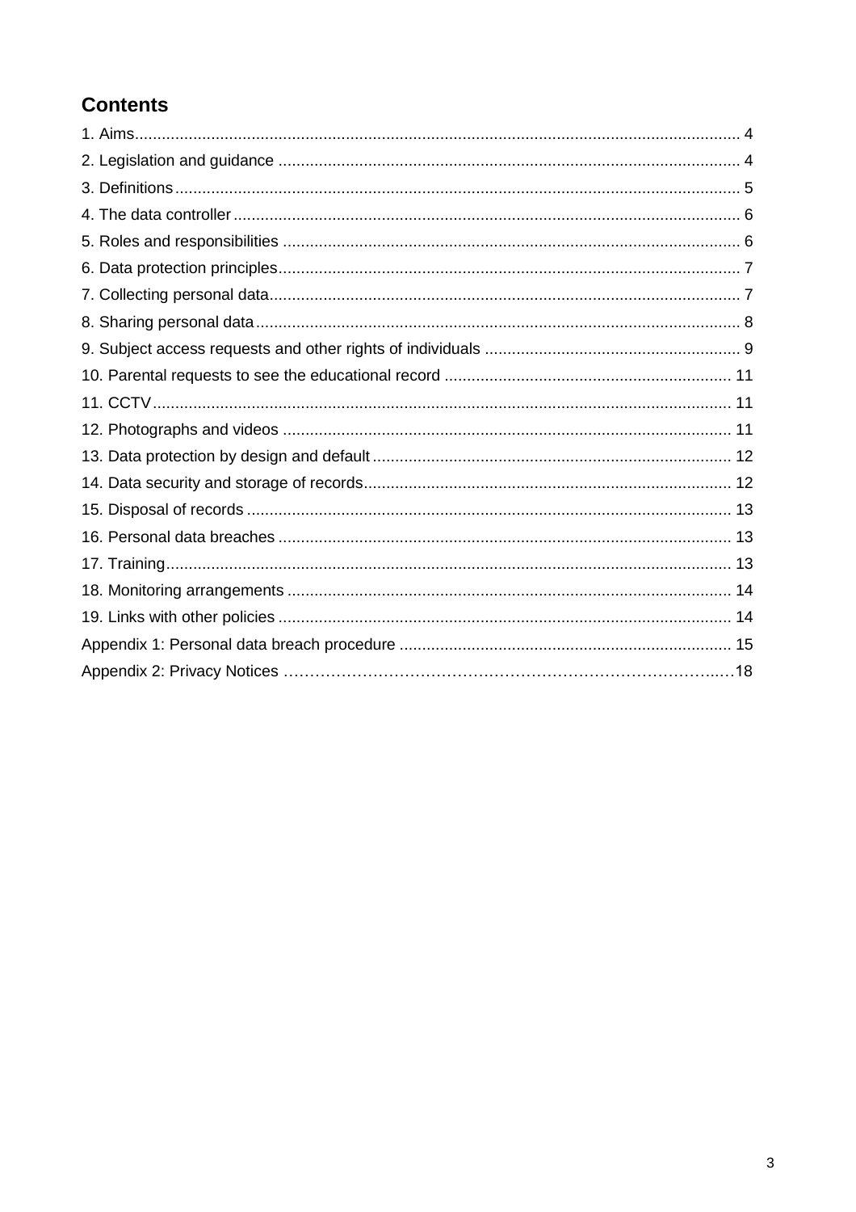## Contents

1. Aims .... 4
2. Legislation and guidance .... 4
3. Definitions .... 5
4. The data controller .... 6
5. Roles and responsibilities .... 6
6. Data protection principles .... 7
7. Collecting personal data .... 7
8. Sharing personal data .... 8
9. Subject access requests and other rights of individuals .... 9
10. Parental requests to see the educational record .... 11
11. CCTV .... 11
12. Photographs and videos .... 11
13. Data protection by design and default .... 12
14. Data security and storage of records .... 12
15. Disposal of records .... 13
16. Personal data breaches .... 13
17. Training .... 13
18. Monitoring arrangements .... 14
19. Links with other policies .... 14

Appendix 1: Personal data breach procedure .... 15

Appendix 2: Privacy Notices .... 18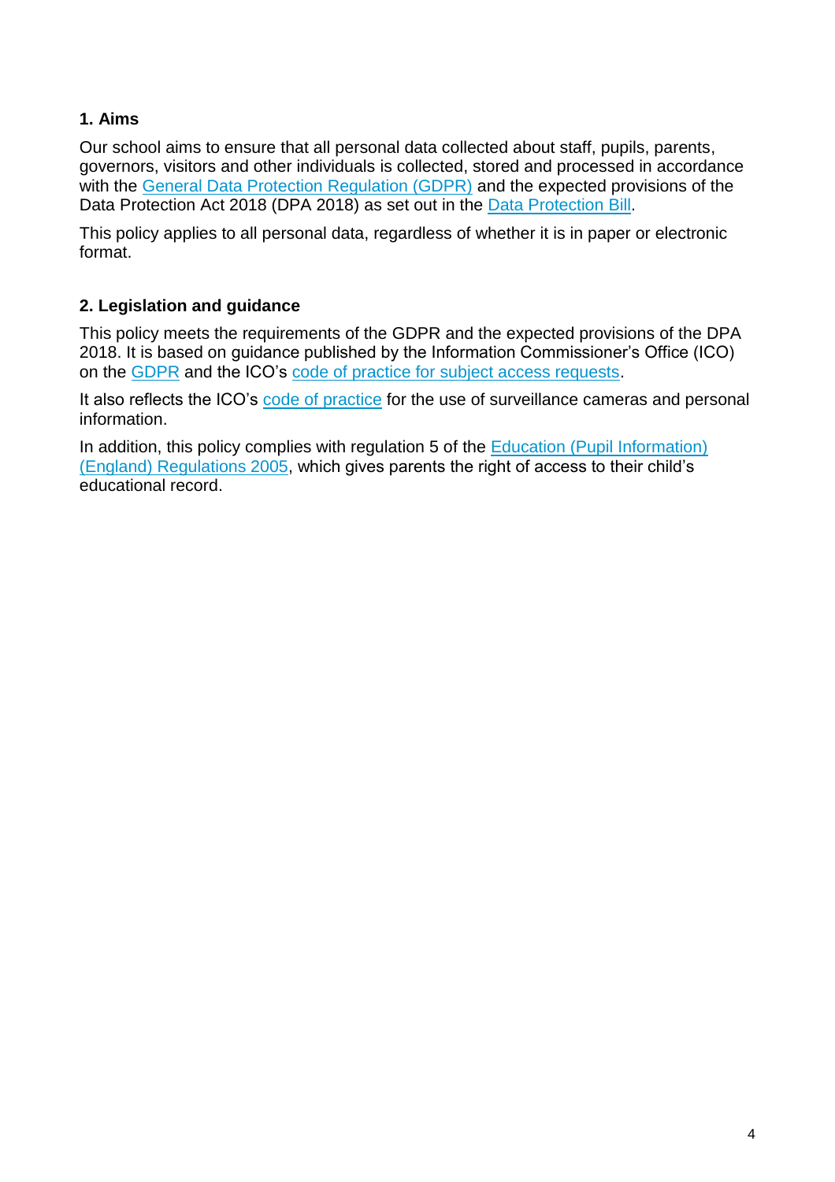## 1. Aims

Our school aims to ensure that all personal data collected about staff, pupils, parents, governors, visitors and other individuals is collected, stored and processed in accordance with the General Data Protection Regulation (GDPR) and the expected provisions of the Data Protection Act 2018 (DPA 2018) as set out in the Data Protection Bill.

This policy applies to all personal data, regardless of whether it is in paper or electronic format.

## 2. Legislation and guidance

This policy meets the requirements of the GDPR and the expected provisions of the DPA 2018. It is based on guidance published by the Information Commissioner's Office (ICO) on the GDPR and the ICO's code of practice for subject access requests.

It also reflects the ICO's code of practice for the use of surveillance cameras and personal information.

In addition, this policy complies with regulation 5 of the Education (Pupil Information) (England) Regulations 2005, which gives parents the right of access to their child's educational record.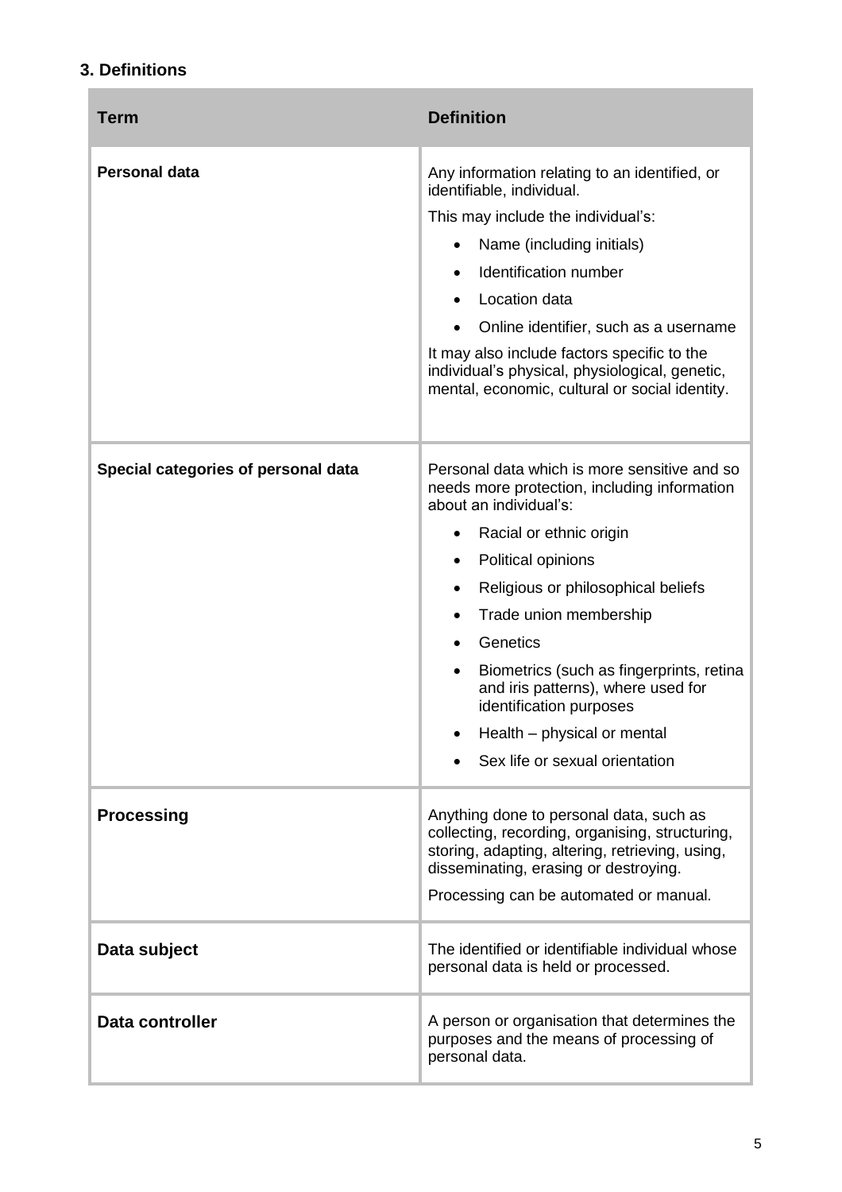### 3. Definitions

| Term | Definition |
| --- | --- |
| **Personal data** | Any information relating to an identified, or identifiable, individual.<br>This may include the individual's:<br>• Name (including initials)<br>• Identification number<br>• Location data<br>• Online identifier, such as a username<br>It may also include factors specific to the individual's physical, physiological, genetic, mental, economic, cultural or social identity. |
| **Special categories of personal data** | Personal data which is more sensitive and so needs more protection, including information about an individual's:<br>• Racial or ethnic origin<br>• Political opinions<br>• Religious or philosophical beliefs<br>• Trade union membership<br>• Genetics<br>• Biometrics (such as fingerprints, retina and iris patterns), where used for identification purposes<br>• Health – physical or mental<br>• Sex life or sexual orientation |
| **Processing** | Anything done to personal data, such as collecting, recording, organising, structuring, storing, adapting, altering, retrieving, using, disseminating, erasing or destroying.<br>Processing can be automated or manual. |
| **Data subject** | The identified or identifiable individual whose personal data is held or processed. |
| **Data controller** | A person or organisation that determines the purposes and the means of processing of personal data. |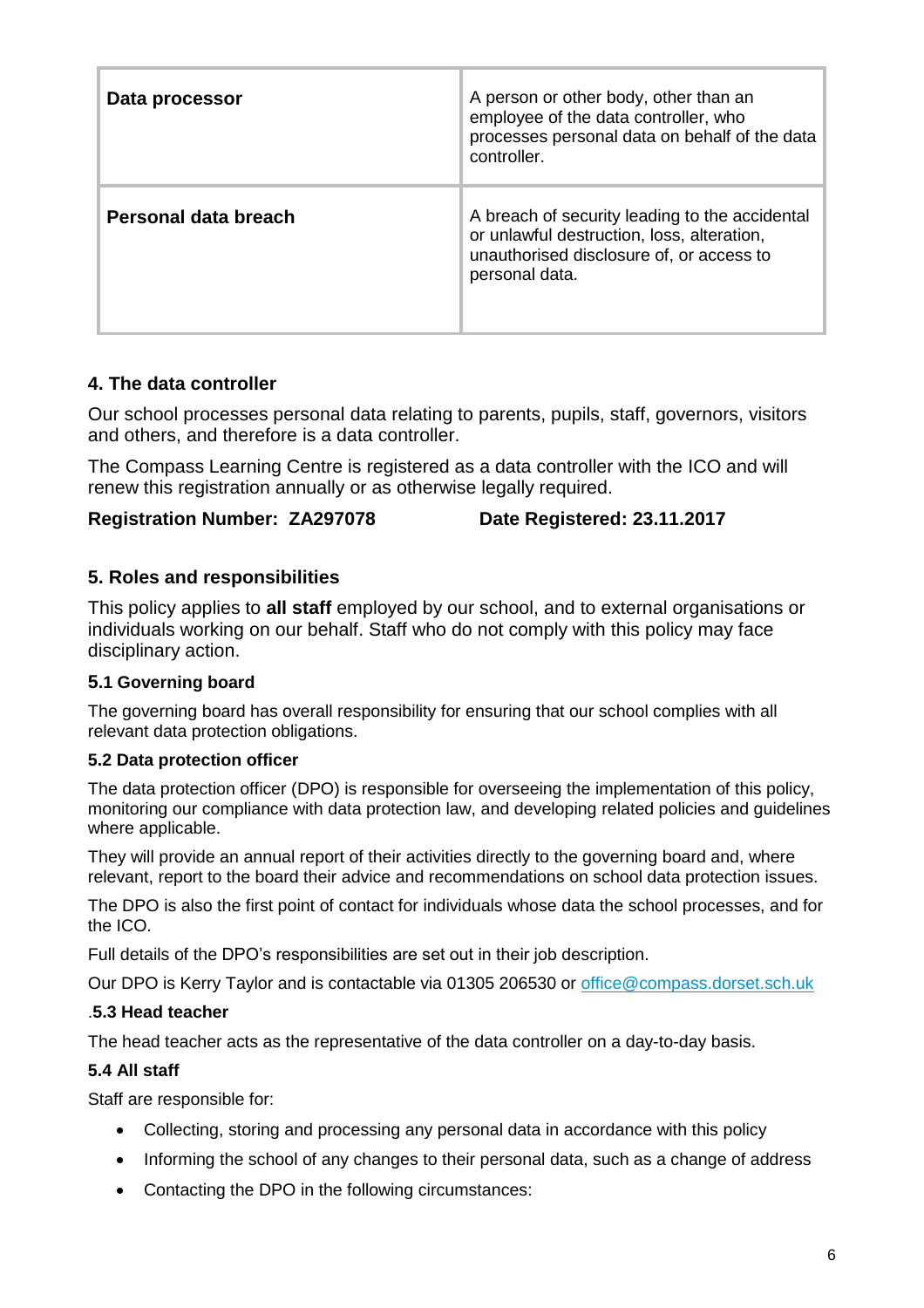| **Data processor** | A person or other body, other than an employee of the data controller, who processes personal data on behalf of the data controller. |
|---|---|
| **Personal data breach** | A breach of security leading to the accidental or unlawful destruction, loss, alteration, unauthorised disclosure of, or access to personal data. |

## 4. The data controller

Our school processes personal data relating to parents, pupils, staff, governors, visitors and others, and therefore is a data controller.

The Compass Learning Centre is registered as a data controller with the ICO and will renew this registration annually or as otherwise legally required.

**Registration Number: ZA297078** **Date Registered: 23.11.2017**

## 5. Roles and responsibilities

This policy applies to **all staff** employed by our school, and to external organisations or individuals working on our behalf. Staff who do not comply with this policy may face disciplinary action.

### 5.1 Governing board

The governing board has overall responsibility for ensuring that our school complies with all relevant data protection obligations.

### 5.2 Data protection officer

The data protection officer (DPO) is responsible for overseeing the implementation of this policy, monitoring our compliance with data protection law, and developing related policies and guidelines where applicable.

They will provide an annual report of their activities directly to the governing board and, where relevant, report to the board their advice and recommendations on school data protection issues.

The DPO is also the first point of contact for individuals whose data the school processes, and for the ICO.

Full details of the DPO's responsibilities are set out in their job description.

Our DPO is Kerry Taylor and is contactable via 01305 206530 or office@compass.dorset.sch.uk

### .5.3 Head teacher

The head teacher acts as the representative of the data controller on a day-to-day basis.

### 5.4 All staff

Staff are responsible for:

- Collecting, storing and processing any personal data in accordance with this policy
- Informing the school of any changes to their personal data, such as a change of address
- Contacting the DPO in the following circumstances: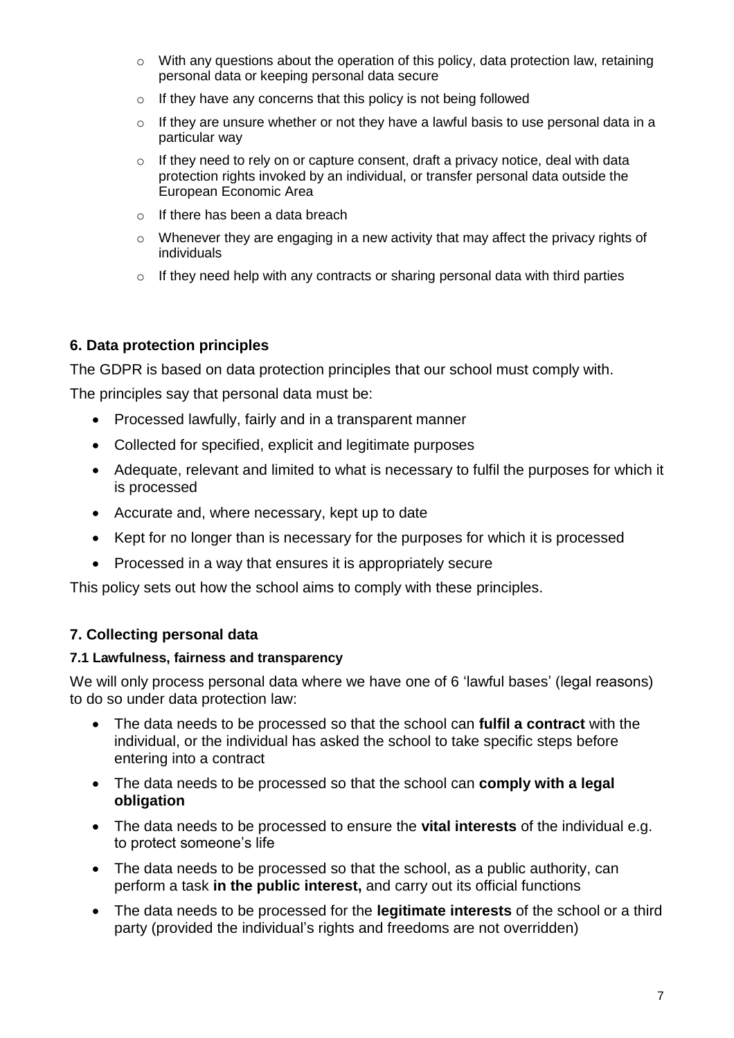- With any questions about the operation of this policy, data protection law, retaining personal data or keeping personal data secure
- If they have any concerns that this policy is not being followed
- If they are unsure whether or not they have a lawful basis to use personal data in a particular way
- If they need to rely on or capture consent, draft a privacy notice, deal with data protection rights invoked by an individual, or transfer personal data outside the European Economic Area
- If there has been a data breach
- Whenever they are engaging in a new activity that may affect the privacy rights of individuals
- If they need help with any contracts or sharing personal data with third parties

### 6. Data protection principles

The GDPR is based on data protection principles that our school must comply with.

The principles say that personal data must be:

- Processed lawfully, fairly and in a transparent manner
- Collected for specified, explicit and legitimate purposes
- Adequate, relevant and limited to what is necessary to fulfil the purposes for which it is processed
- Accurate and, where necessary, kept up to date
- Kept for no longer than is necessary for the purposes for which it is processed
- Processed in a way that ensures it is appropriately secure

This policy sets out how the school aims to comply with these principles.

### 7. Collecting personal data

#### 7.1 Lawfulness, fairness and transparency

We will only process personal data where we have one of 6 'lawful bases' (legal reasons) to do so under data protection law:

- The data needs to be processed so that the school can **fulfil a contract** with the individual, or the individual has asked the school to take specific steps before entering into a contract
- The data needs to be processed so that the school can **comply with a legal obligation**
- The data needs to be processed to ensure the **vital interests** of the individual e.g. to protect someone's life
- The data needs to be processed so that the school, as a public authority, can perform a task **in the public interest,** and carry out its official functions
- The data needs to be processed for the **legitimate interests** of the school or a third party (provided the individual's rights and freedoms are not overridden)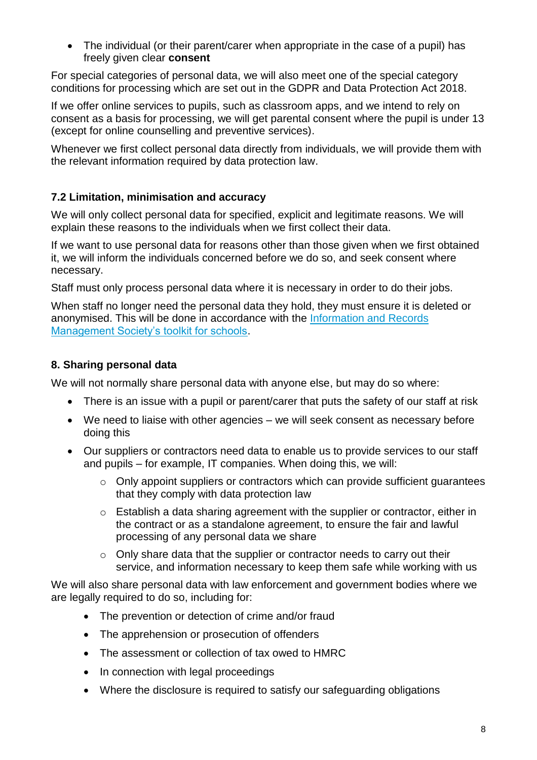- The individual (or their parent/carer when appropriate in the case of a pupil) has freely given clear **consent**

For special categories of personal data, we will also meet one of the special category conditions for processing which are set out in the GDPR and Data Protection Act 2018.

If we offer online services to pupils, such as classroom apps, and we intend to rely on consent as a basis for processing, we will get parental consent where the pupil is under 13 (except for online counselling and preventive services).

Whenever we first collect personal data directly from individuals, we will provide them with the relevant information required by data protection law.

### 7.2 Limitation, minimisation and accuracy

We will only collect personal data for specified, explicit and legitimate reasons. We will explain these reasons to the individuals when we first collect their data.

If we want to use personal data for reasons other than those given when we first obtained it, we will inform the individuals concerned before we do so, and seek consent where necessary.

Staff must only process personal data where it is necessary in order to do their jobs.

When staff no longer need the personal data they hold, they must ensure it is deleted or anonymised. This will be done in accordance with the Information and Records Management Society's toolkit for schools.

## 8. Sharing personal data

We will not normally share personal data with anyone else, but may do so where:

- There is an issue with a pupil or parent/carer that puts the safety of our staff at risk
- We need to liaise with other agencies – we will seek consent as necessary before doing this
- Our suppliers or contractors need data to enable us to provide services to our staff and pupils – for example, IT companies. When doing this, we will:
  - Only appoint suppliers or contractors which can provide sufficient guarantees that they comply with data protection law
  - Establish a data sharing agreement with the supplier or contractor, either in the contract or as a standalone agreement, to ensure the fair and lawful processing of any personal data we share
  - Only share data that the supplier or contractor needs to carry out their service, and information necessary to keep them safe while working with us

We will also share personal data with law enforcement and government bodies where we are legally required to do so, including for:

- The prevention or detection of crime and/or fraud
- The apprehension or prosecution of offenders
- The assessment or collection of tax owed to HMRC
- In connection with legal proceedings
- Where the disclosure is required to satisfy our safeguarding obligations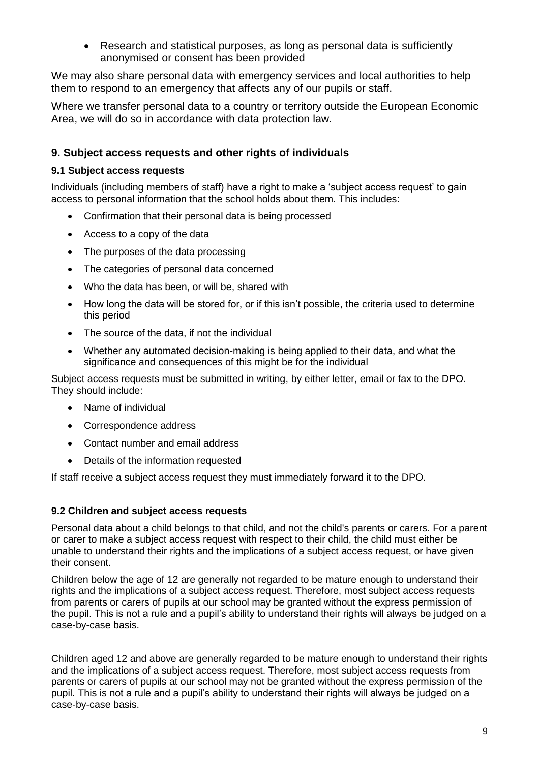- Research and statistical purposes, as long as personal data is sufficiently anonymised or consent has been provided

We may also share personal data with emergency services and local authorities to help them to respond to an emergency that affects any of our pupils or staff.

Where we transfer personal data to a country or territory outside the European Economic Area, we will do so in accordance with data protection law.

## 9. Subject access requests and other rights of individuals

### 9.1 Subject access requests

Individuals (including members of staff) have a right to make a 'subject access request' to gain access to personal information that the school holds about them. This includes:

- Confirmation that their personal data is being processed
- Access to a copy of the data
- The purposes of the data processing
- The categories of personal data concerned
- Who the data has been, or will be, shared with
- How long the data will be stored for, or if this isn't possible, the criteria used to determine this period
- The source of the data, if not the individual
- Whether any automated decision-making is being applied to their data, and what the significance and consequences of this might be for the individual

Subject access requests must be submitted in writing, by either letter, email or fax to the DPO. They should include:

- Name of individual
- Correspondence address
- Contact number and email address
- Details of the information requested

If staff receive a subject access request they must immediately forward it to the DPO.

### 9.2 Children and subject access requests

Personal data about a child belongs to that child, and not the child's parents or carers. For a parent or carer to make a subject access request with respect to their child, the child must either be unable to understand their rights and the implications of a subject access request, or have given their consent.

Children below the age of 12 are generally not regarded to be mature enough to understand their rights and the implications of a subject access request. Therefore, most subject access requests from parents or carers of pupils at our school may be granted without the express permission of the pupil. This is not a rule and a pupil's ability to understand their rights will always be judged on a case-by-case basis.

Children aged 12 and above are generally regarded to be mature enough to understand their rights and the implications of a subject access request. Therefore, most subject access requests from parents or carers of pupils at our school may not be granted without the express permission of the pupil. This is not a rule and a pupil's ability to understand their rights will always be judged on a case-by-case basis.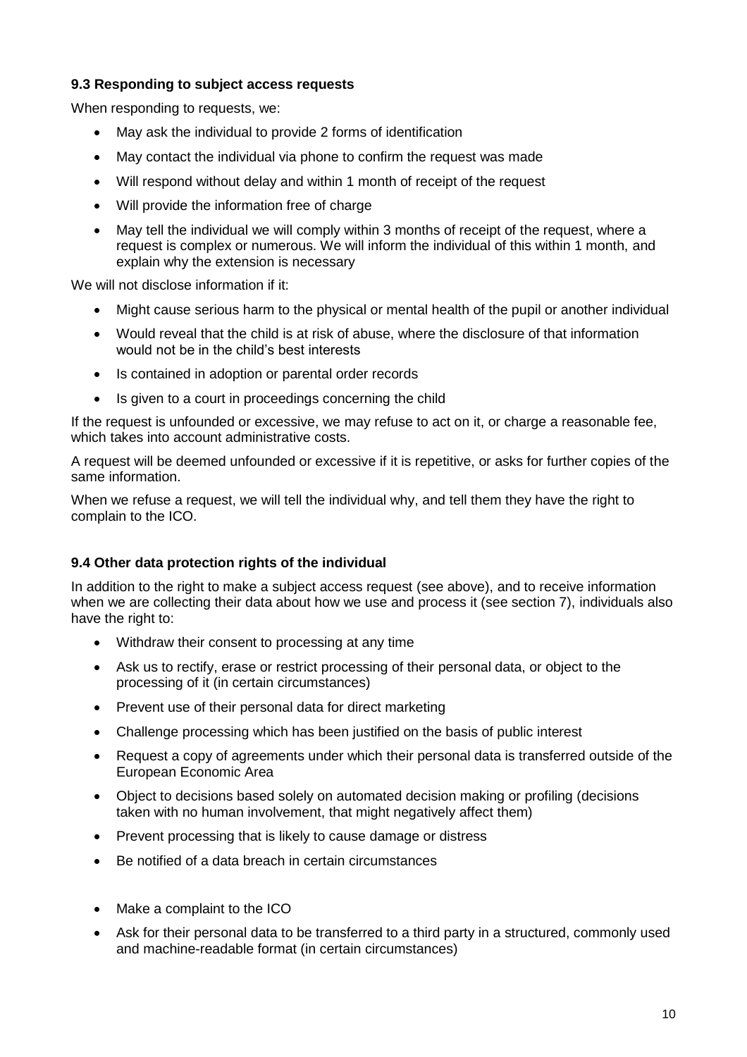### 9.3 Responding to subject access requests

When responding to requests, we:

- May ask the individual to provide 2 forms of identification
- May contact the individual via phone to confirm the request was made
- Will respond without delay and within 1 month of receipt of the request
- Will provide the information free of charge
- May tell the individual we will comply within 3 months of receipt of the request, where a request is complex or numerous. We will inform the individual of this within 1 month, and explain why the extension is necessary

We will not disclose information if it:

- Might cause serious harm to the physical or mental health of the pupil or another individual
- Would reveal that the child is at risk of abuse, where the disclosure of that information would not be in the child's best interests
- Is contained in adoption or parental order records
- Is given to a court in proceedings concerning the child

If the request is unfounded or excessive, we may refuse to act on it, or charge a reasonable fee, which takes into account administrative costs.

A request will be deemed unfounded or excessive if it is repetitive, or asks for further copies of the same information.

When we refuse a request, we will tell the individual why, and tell them they have the right to complain to the ICO.

### 9.4 Other data protection rights of the individual

In addition to the right to make a subject access request (see above), and to receive information when we are collecting their data about how we use and process it (see section 7), individuals also have the right to:

- Withdraw their consent to processing at any time
- Ask us to rectify, erase or restrict processing of their personal data, or object to the processing of it (in certain circumstances)
- Prevent use of their personal data for direct marketing
- Challenge processing which has been justified on the basis of public interest
- Request a copy of agreements under which their personal data is transferred outside of the European Economic Area
- Object to decisions based solely on automated decision making or profiling (decisions taken with no human involvement, that might negatively affect them)
- Prevent processing that is likely to cause damage or distress
- Be notified of a data breach in certain circumstances
- Make a complaint to the ICO
- Ask for their personal data to be transferred to a third party in a structured, commonly used and machine-readable format (in certain circumstances)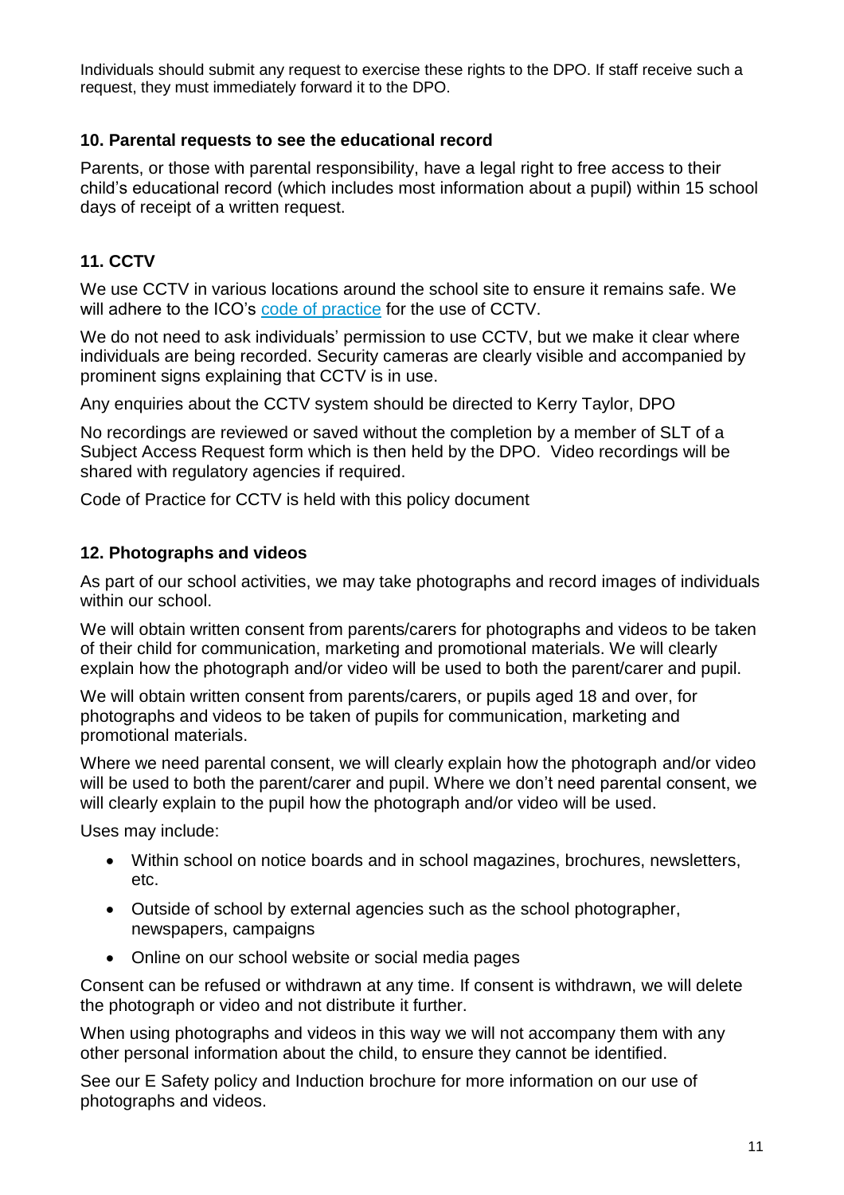Individuals should submit any request to exercise these rights to the DPO. If staff receive such a request, they must immediately forward it to the DPO.

### 10. Parental requests to see the educational record

Parents, or those with parental responsibility, have a legal right to free access to their child's educational record (which includes most information about a pupil) within 15 school days of receipt of a written request.

### 11. CCTV

We use CCTV in various locations around the school site to ensure it remains safe. We will adhere to the ICO's code of practice for the use of CCTV.

We do not need to ask individuals' permission to use CCTV, but we make it clear where individuals are being recorded. Security cameras are clearly visible and accompanied by prominent signs explaining that CCTV is in use.

Any enquiries about the CCTV system should be directed to Kerry Taylor, DPO

No recordings are reviewed or saved without the completion by a member of SLT of a Subject Access Request form which is then held by the DPO. Video recordings will be shared with regulatory agencies if required.

Code of Practice for CCTV is held with this policy document

### 12. Photographs and videos

As part of our school activities, we may take photographs and record images of individuals within our school.

We will obtain written consent from parents/carers for photographs and videos to be taken of their child for communication, marketing and promotional materials. We will clearly explain how the photograph and/or video will be used to both the parent/carer and pupil.

We will obtain written consent from parents/carers, or pupils aged 18 and over, for photographs and videos to be taken of pupils for communication, marketing and promotional materials.

Where we need parental consent, we will clearly explain how the photograph and/or video will be used to both the parent/carer and pupil. Where we don't need parental consent, we will clearly explain to the pupil how the photograph and/or video will be used.

Uses may include:

- Within school on notice boards and in school magazines, brochures, newsletters, etc.
- Outside of school by external agencies such as the school photographer, newspapers, campaigns
- Online on our school website or social media pages

Consent can be refused or withdrawn at any time. If consent is withdrawn, we will delete the photograph or video and not distribute it further.

When using photographs and videos in this way we will not accompany them with any other personal information about the child, to ensure they cannot be identified.

See our E Safety policy and Induction brochure for more information on our use of photographs and videos.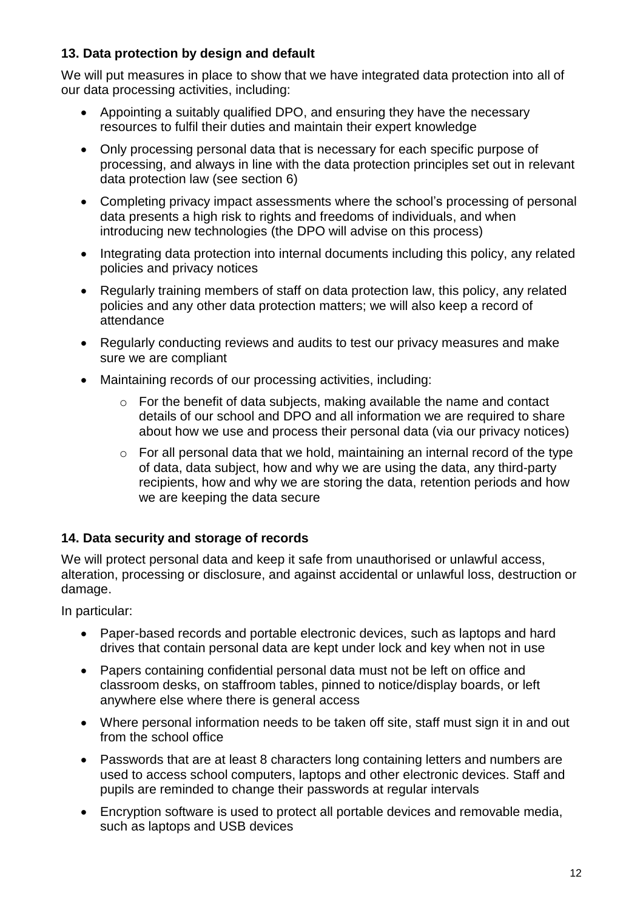### 13. Data protection by design and default

We will put measures in place to show that we have integrated data protection into all of our data processing activities, including:

- Appointing a suitably qualified DPO, and ensuring they have the necessary resources to fulfil their duties and maintain their expert knowledge
- Only processing personal data that is necessary for each specific purpose of processing, and always in line with the data protection principles set out in relevant data protection law (see section 6)
- Completing privacy impact assessments where the school's processing of personal data presents a high risk to rights and freedoms of individuals, and when introducing new technologies (the DPO will advise on this process)
- Integrating data protection into internal documents including this policy, any related policies and privacy notices
- Regularly training members of staff on data protection law, this policy, any related policies and any other data protection matters; we will also keep a record of attendance
- Regularly conducting reviews and audits to test our privacy measures and make sure we are compliant
- Maintaining records of our processing activities, including:
    - For the benefit of data subjects, making available the name and contact details of our school and DPO and all information we are required to share about how we use and process their personal data (via our privacy notices)
    - For all personal data that we hold, maintaining an internal record of the type of data, data subject, how and why we are using the data, any third-party recipients, how and why we are storing the data, retention periods and how we are keeping the data secure

### 14. Data security and storage of records

We will protect personal data and keep it safe from unauthorised or unlawful access, alteration, processing or disclosure, and against accidental or unlawful loss, destruction or damage.

In particular:

- Paper-based records and portable electronic devices, such as laptops and hard drives that contain personal data are kept under lock and key when not in use
- Papers containing confidential personal data must not be left on office and classroom desks, on staffroom tables, pinned to notice/display boards, or left anywhere else where there is general access
- Where personal information needs to be taken off site, staff must sign it in and out from the school office
- Passwords that are at least 8 characters long containing letters and numbers are used to access school computers, laptops and other electronic devices. Staff and pupils are reminded to change their passwords at regular intervals
- Encryption software is used to protect all portable devices and removable media, such as laptops and USB devices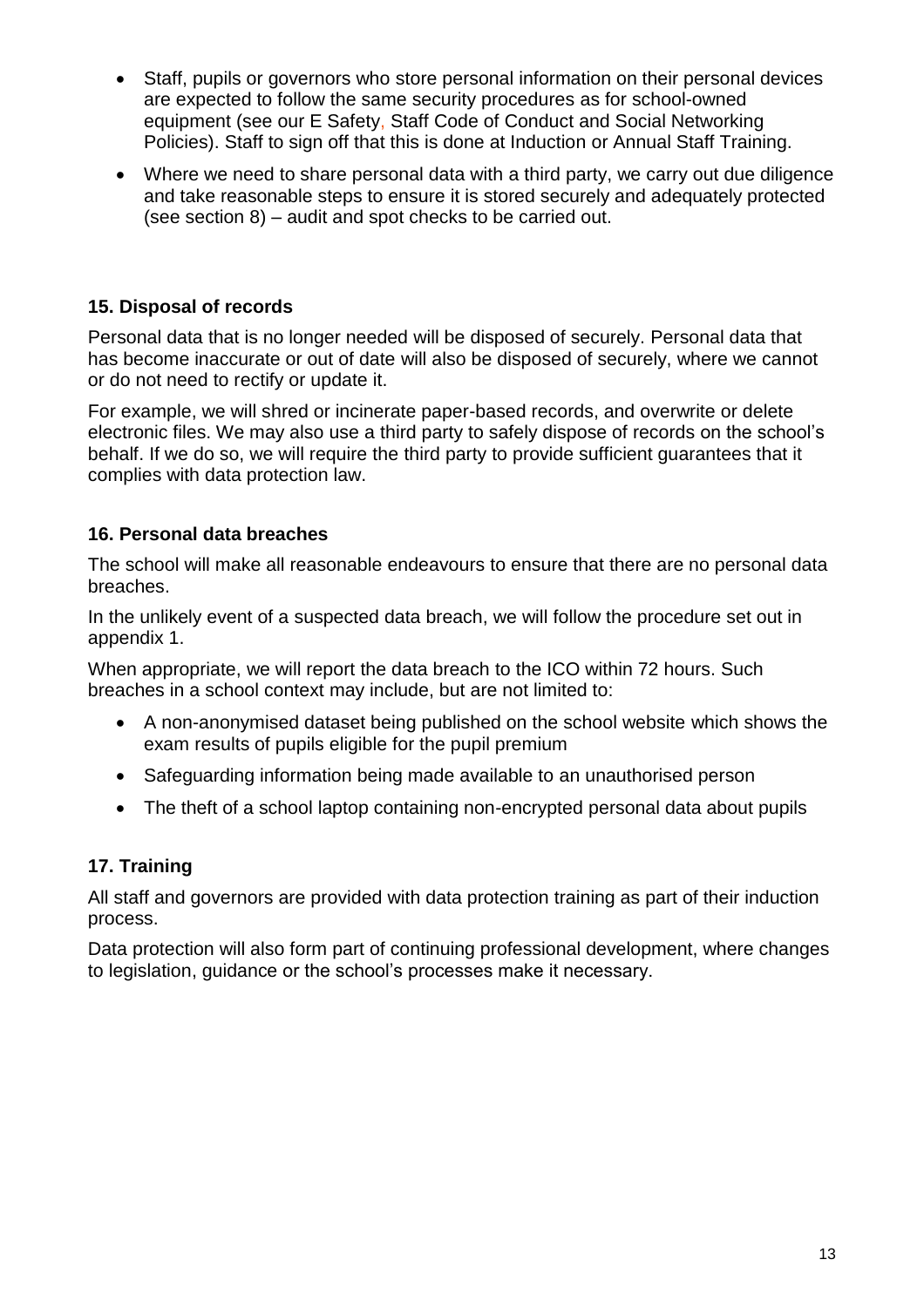- Staff, pupils or governors who store personal information on their personal devices are expected to follow the same security procedures as for school-owned equipment (see our E Safety, Staff Code of Conduct and Social Networking Policies). Staff to sign off that this is done at Induction or Annual Staff Training.
- Where we need to share personal data with a third party, we carry out due diligence and take reasonable steps to ensure it is stored securely and adequately protected (see section 8) – audit and spot checks to be carried out.

## 15. Disposal of records

Personal data that is no longer needed will be disposed of securely. Personal data that has become inaccurate or out of date will also be disposed of securely, where we cannot or do not need to rectify or update it.

For example, we will shred or incinerate paper-based records, and overwrite or delete electronic files. We may also use a third party to safely dispose of records on the school's behalf. If we do so, we will require the third party to provide sufficient guarantees that it complies with data protection law.

## 16. Personal data breaches

The school will make all reasonable endeavours to ensure that there are no personal data breaches.

In the unlikely event of a suspected data breach, we will follow the procedure set out in appendix 1.

When appropriate, we will report the data breach to the ICO within 72 hours. Such breaches in a school context may include, but are not limited to:

- A non-anonymised dataset being published on the school website which shows the exam results of pupils eligible for the pupil premium
- Safeguarding information being made available to an unauthorised person
- The theft of a school laptop containing non-encrypted personal data about pupils

## 17. Training

All staff and governors are provided with data protection training as part of their induction process.

Data protection will also form part of continuing professional development, where changes to legislation, guidance or the school's processes make it necessary.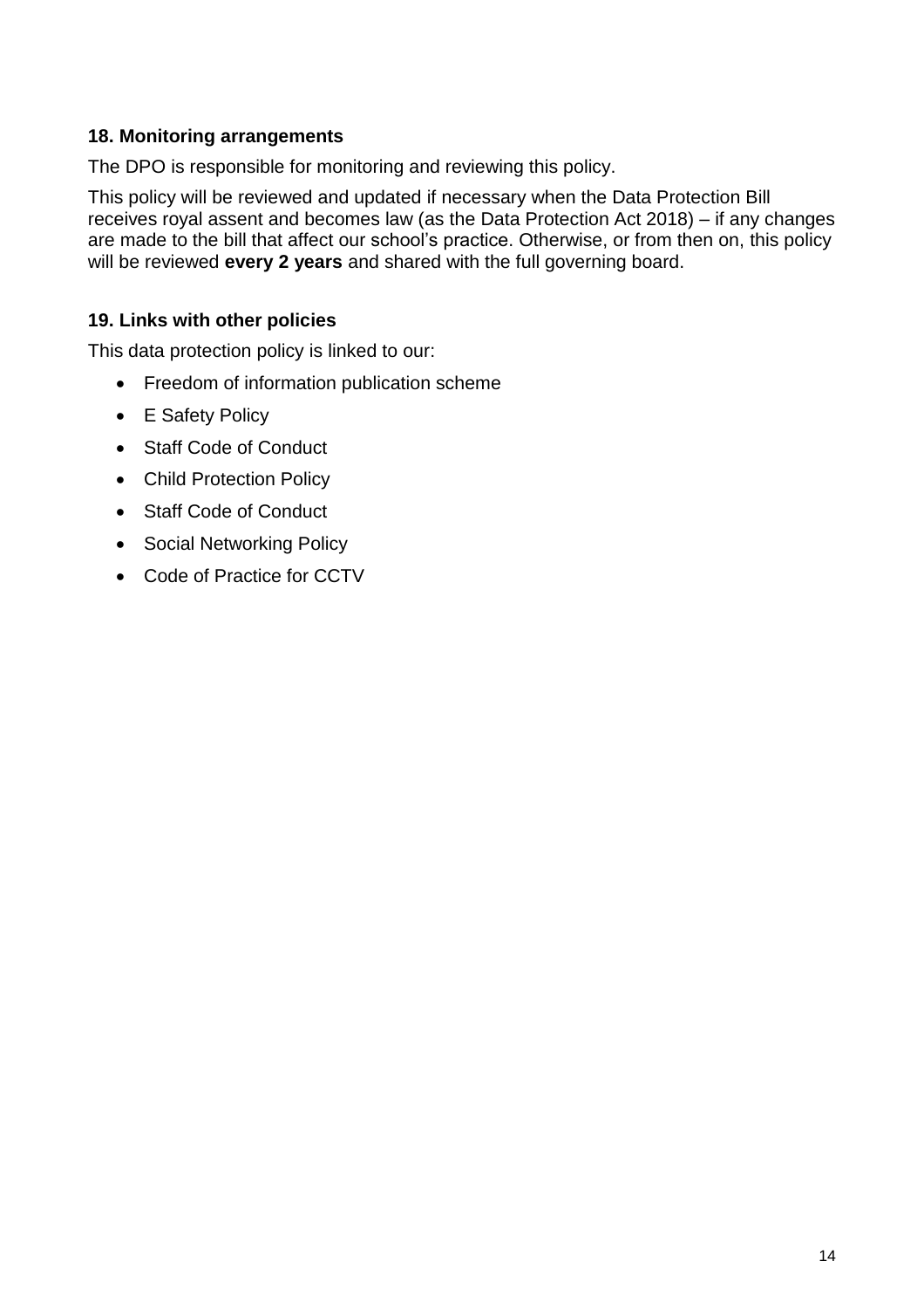### 18. Monitoring arrangements

The DPO is responsible for monitoring and reviewing this policy.

This policy will be reviewed and updated if necessary when the Data Protection Bill receives royal assent and becomes law (as the Data Protection Act 2018) – if any changes are made to the bill that affect our school's practice. Otherwise, or from then on, this policy will be reviewed **every 2 years** and shared with the full governing board.

### 19. Links with other policies

This data protection policy is linked to our:

- Freedom of information publication scheme
- E Safety Policy
- Staff Code of Conduct
- Child Protection Policy
- Staff Code of Conduct
- Social Networking Policy
- Code of Practice for CCTV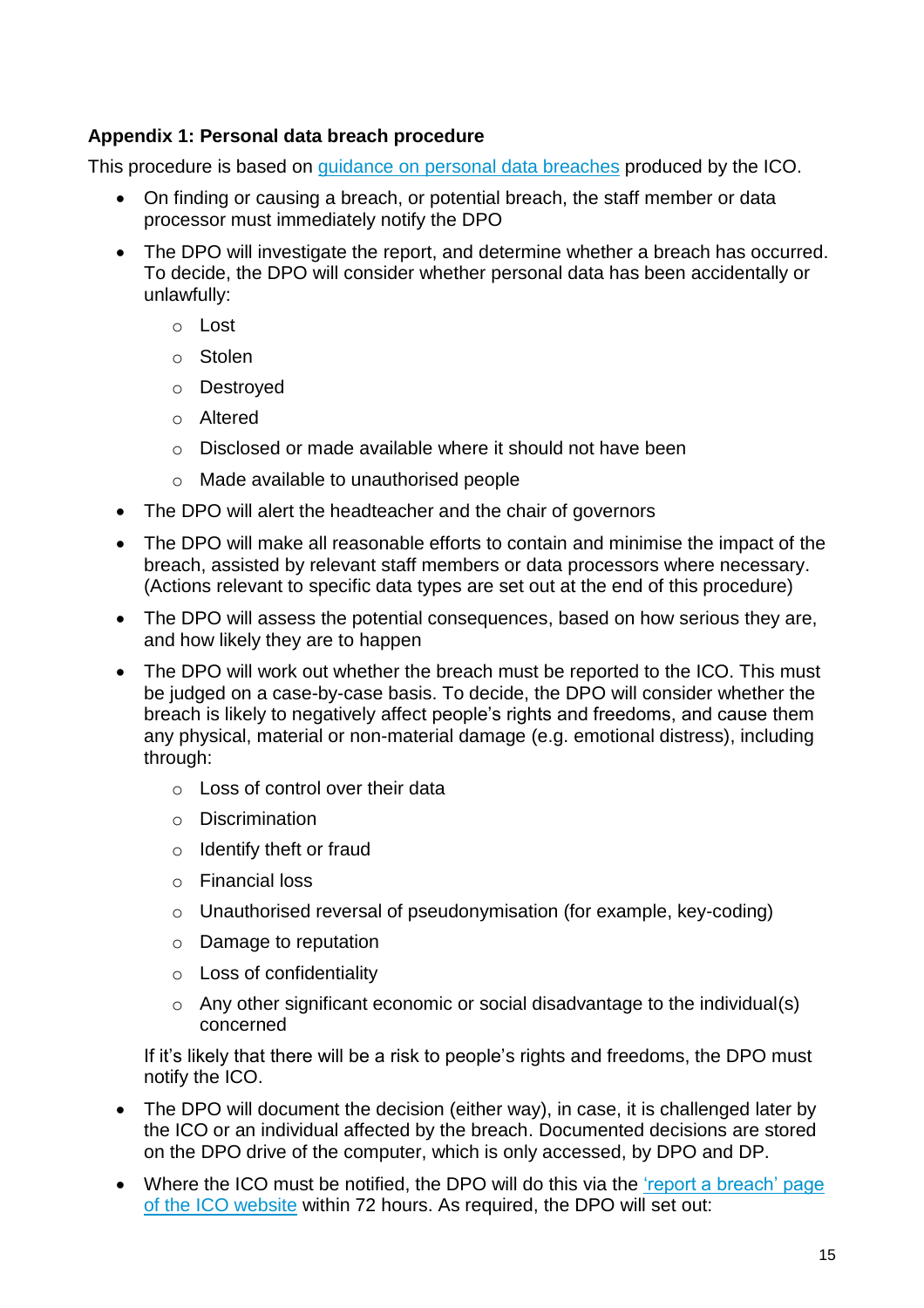**Appendix 1: Personal data breach procedure**

This procedure is based on [guidance on personal data breaches]() produced by the ICO.

- On finding or causing a breach, or potential breach, the staff member or data processor must immediately notify the DPO
- The DPO will investigate the report, and determine whether a breach has occurred. To decide, the DPO will consider whether personal data has been accidentally or unlawfully:
    - Lost
    - Stolen
    - Destroyed
    - Altered
    - Disclosed or made available where it should not have been
    - Made available to unauthorised people
- The DPO will alert the headteacher and the chair of governors
- The DPO will make all reasonable efforts to contain and minimise the impact of the breach, assisted by relevant staff members or data processors where necessary. (Actions relevant to specific data types are set out at the end of this procedure)
- The DPO will assess the potential consequences, based on how serious they are, and how likely they are to happen
- The DPO will work out whether the breach must be reported to the ICO. This must be judged on a case-by-case basis. To decide, the DPO will consider whether the breach is likely to negatively affect people's rights and freedoms, and cause them any physical, material or non-material damage (e.g. emotional distress), including through:
    - Loss of control over their data
    - Discrimination
    - Identify theft or fraud
    - Financial loss
    - Unauthorised reversal of pseudonymisation (for example, key-coding)
    - Damage to reputation
    - Loss of confidentiality
    - Any other significant economic or social disadvantage to the individual(s) concerned

  If it's likely that there will be a risk to people's rights and freedoms, the DPO must notify the ICO.
- The DPO will document the decision (either way), in case, it is challenged later by the ICO or an individual affected by the breach. Documented decisions are stored on the DPO drive of the computer, which is only accessed, by DPO and DP.
- Where the ICO must be notified, the DPO will do this via the ['report a breach' page of the ICO website]() within 72 hours. As required, the DPO will set out: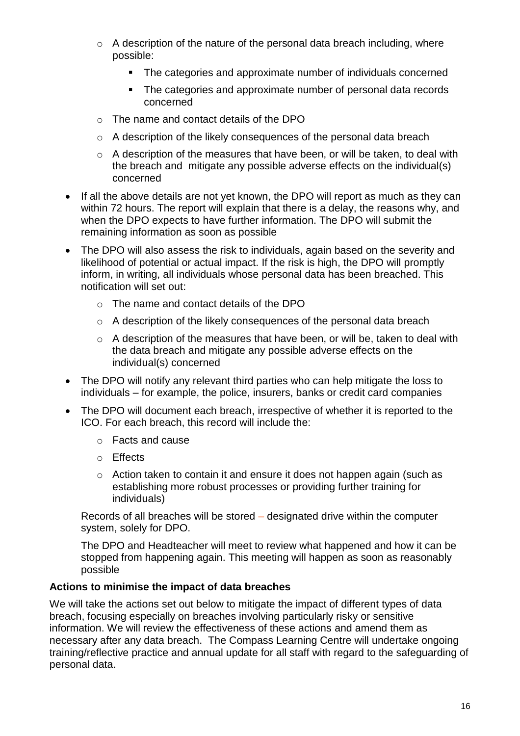- A description of the nature of the personal data breach including, where possible:
    - The categories and approximate number of individuals concerned
    - The categories and approximate number of personal data records concerned
  - The name and contact details of the DPO
  - A description of the likely consequences of the personal data breach
  - A description of the measures that have been, or will be taken, to deal with the breach and mitigate any possible adverse effects on the individual(s) concerned
- If all the above details are not yet known, the DPO will report as much as they can within 72 hours. The report will explain that there is a delay, the reasons why, and when the DPO expects to have further information. The DPO will submit the remaining information as soon as possible
- The DPO will also assess the risk to individuals, again based on the severity and likelihood of potential or actual impact. If the risk is high, the DPO will promptly inform, in writing, all individuals whose personal data has been breached. This notification will set out:
  - The name and contact details of the DPO
  - A description of the likely consequences of the personal data breach
  - A description of the measures that have been, or will be, taken to deal with the data breach and mitigate any possible adverse effects on the individual(s) concerned
- The DPO will notify any relevant third parties who can help mitigate the loss to individuals – for example, the police, insurers, banks or credit card companies
- The DPO will document each breach, irrespective of whether it is reported to the ICO. For each breach, this record will include the:
  - Facts and cause
  - Effects
  - Action taken to contain it and ensure it does not happen again (such as establishing more robust processes or providing further training for individuals)

  Records of all breaches will be stored – designated drive within the computer system, solely for DPO.

  The DPO and Headteacher will meet to review what happened and how it can be stopped from happening again. This meeting will happen as soon as reasonably possible

**Actions to minimise the impact of data breaches**

We will take the actions set out below to mitigate the impact of different types of data breach, focusing especially on breaches involving particularly risky or sensitive information. We will review the effectiveness of these actions and amend them as necessary after any data breach. The Compass Learning Centre will undertake ongoing training/reflective practice and annual update for all staff with regard to the safeguarding of personal data.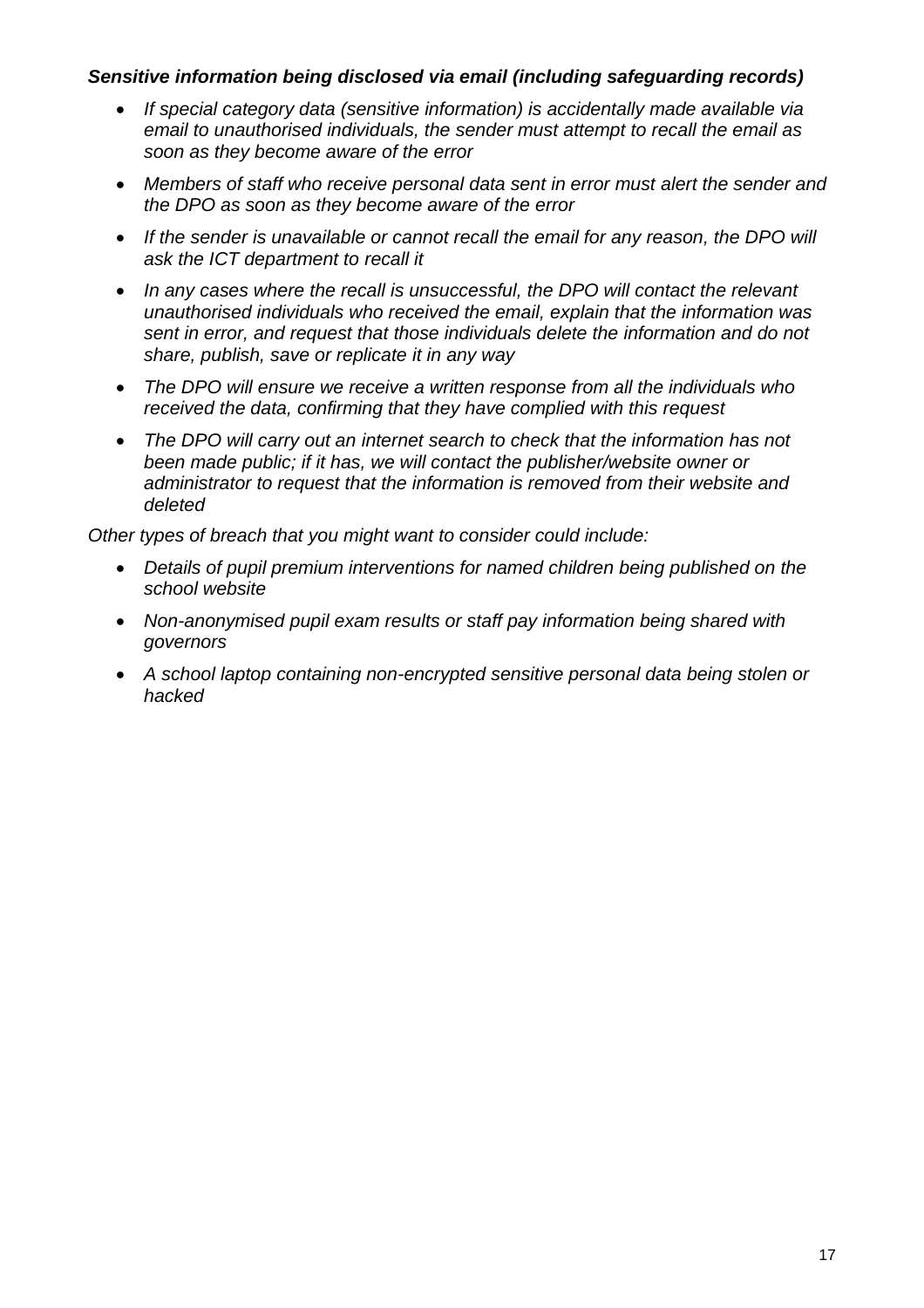***Sensitive information being disclosed via email (including safeguarding records)***

- *If special category data (sensitive information) is accidentally made available via email to unauthorised individuals, the sender must attempt to recall the email as soon as they become aware of the error*
- *Members of staff who receive personal data sent in error must alert the sender and the DPO as soon as they become aware of the error*
- *If the sender is unavailable or cannot recall the email for any reason, the DPO will ask the ICT department to recall it*
- *In any cases where the recall is unsuccessful, the DPO will contact the relevant unauthorised individuals who received the email, explain that the information was sent in error, and request that those individuals delete the information and do not share, publish, save or replicate it in any way*
- *The DPO will ensure we receive a written response from all the individuals who received the data, confirming that they have complied with this request*
- *The DPO will carry out an internet search to check that the information has not been made public; if it has, we will contact the publisher/website owner or administrator to request that the information is removed from their website and deleted*

*Other types of breach that you might want to consider could include:*

- *Details of pupil premium interventions for named children being published on the school website*
- *Non-anonymised pupil exam results or staff pay information being shared with governors*
- *A school laptop containing non-encrypted sensitive personal data being stolen or hacked*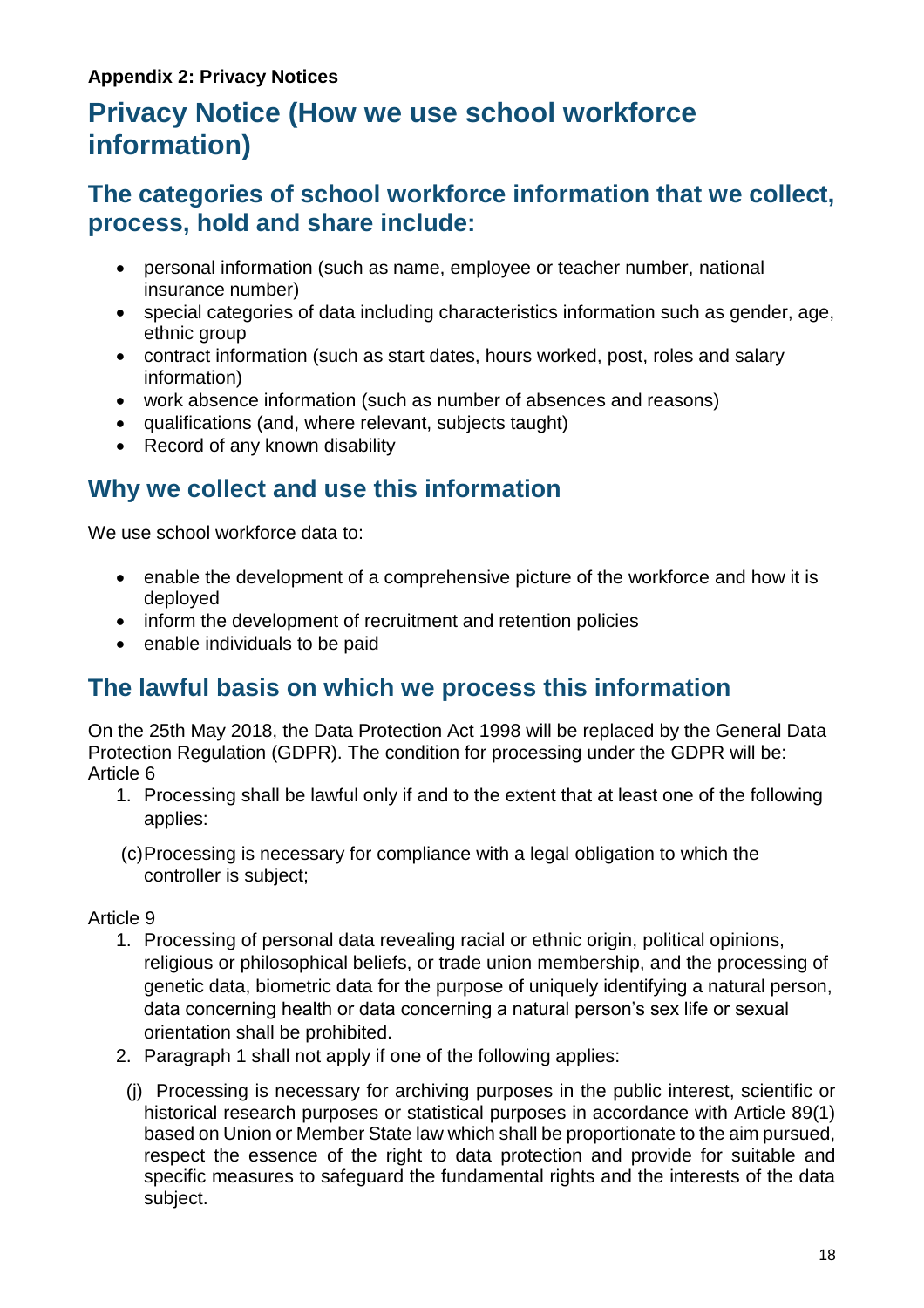**Appendix 2: Privacy Notices**

# Privacy Notice (How we use school workforce information)

## The categories of school workforce information that we collect, process, hold and share include:

- personal information (such as name, employee or teacher number, national insurance number)
- special categories of data including characteristics information such as gender, age, ethnic group
- contract information (such as start dates, hours worked, post, roles and salary information)
- work absence information (such as number of absences and reasons)
- qualifications (and, where relevant, subjects taught)
- Record of any known disability

## Why we collect and use this information

We use school workforce data to:

- enable the development of a comprehensive picture of the workforce and how it is deployed
- inform the development of recruitment and retention policies
- enable individuals to be paid

## The lawful basis on which we process this information

On the 25th May 2018, the Data Protection Act 1998 will be replaced by the General Data Protection Regulation (GDPR). The condition for processing under the GDPR will be:
Article 6

1. Processing shall be lawful only if and to the extent that at least one of the following applies:

(c) Processing is necessary for compliance with a legal obligation to which the controller is subject;

Article 9

1. Processing of personal data revealing racial or ethnic origin, political opinions, religious or philosophical beliefs, or trade union membership, and the processing of genetic data, biometric data for the purpose of uniquely identifying a natural person, data concerning health or data concerning a natural person's sex life or sexual orientation shall be prohibited.
2. Paragraph 1 shall not apply if one of the following applies:

(j) Processing is necessary for archiving purposes in the public interest, scientific or historical research purposes or statistical purposes in accordance with Article 89(1) based on Union or Member State law which shall be proportionate to the aim pursued, respect the essence of the right to data protection and provide for suitable and specific measures to safeguard the fundamental rights and the interests of the data subject.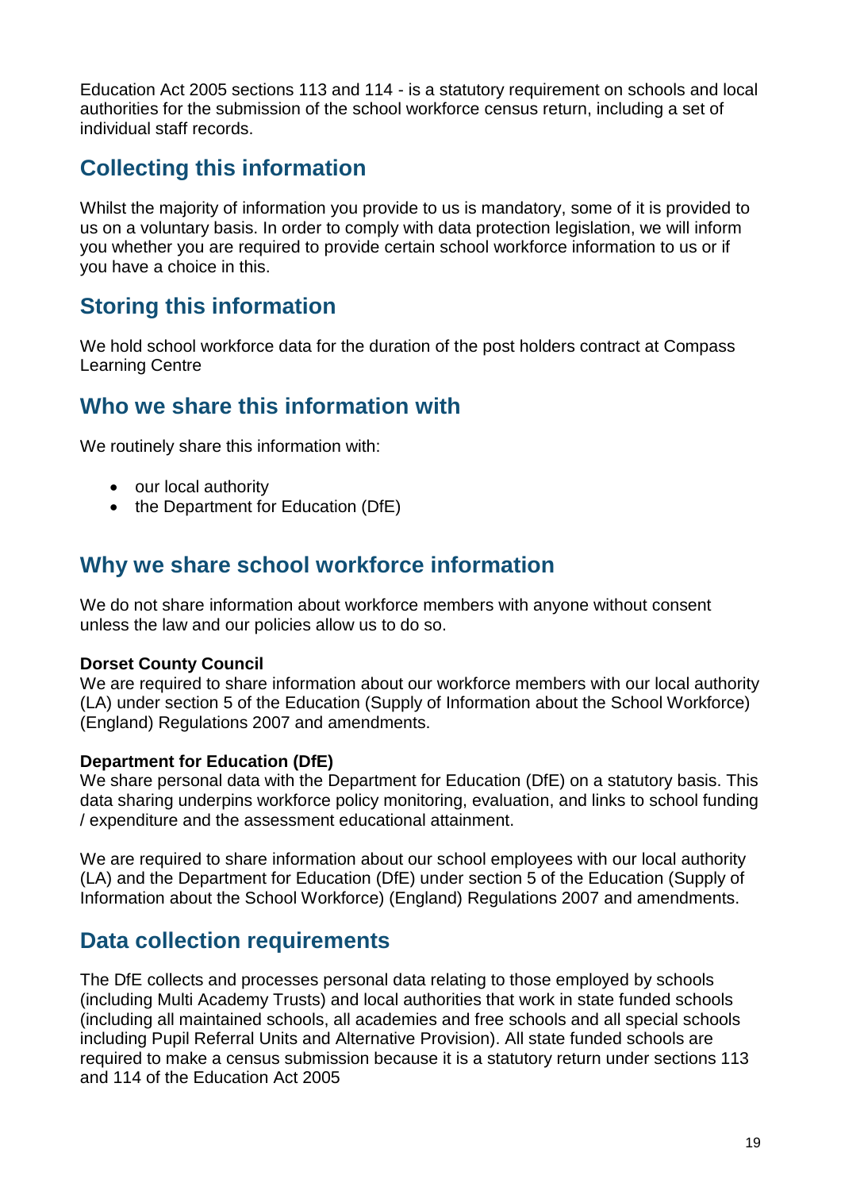Education Act 2005 sections 113 and 114 - is a statutory requirement on schools and local authorities for the submission of the school workforce census return, including a set of individual staff records.

## Collecting this information

Whilst the majority of information you provide to us is mandatory, some of it is provided to us on a voluntary basis. In order to comply with data protection legislation, we will inform you whether you are required to provide certain school workforce information to us or if you have a choice in this.

## Storing this information

We hold school workforce data for the duration of the post holders contract at Compass Learning Centre

## Who we share this information with

We routinely share this information with:

- our local authority
- the Department for Education (DfE)

## Why we share school workforce information

We do not share information about workforce members with anyone without consent unless the law and our policies allow us to do so.

**Dorset County Council**
We are required to share information about our workforce members with our local authority (LA) under section 5 of the Education (Supply of Information about the School Workforce) (England) Regulations 2007 and amendments.

**Department for Education (DfE)**
We share personal data with the Department for Education (DfE) on a statutory basis. This data sharing underpins workforce policy monitoring, evaluation, and links to school funding / expenditure and the assessment educational attainment.

We are required to share information about our school employees with our local authority (LA) and the Department for Education (DfE) under section 5 of the Education (Supply of Information about the School Workforce) (England) Regulations 2007 and amendments.

## Data collection requirements

The DfE collects and processes personal data relating to those employed by schools (including Multi Academy Trusts) and local authorities that work in state funded schools (including all maintained schools, all academies and free schools and all special schools including Pupil Referral Units and Alternative Provision). All state funded schools are required to make a census submission because it is a statutory return under sections 113 and 114 of the Education Act 2005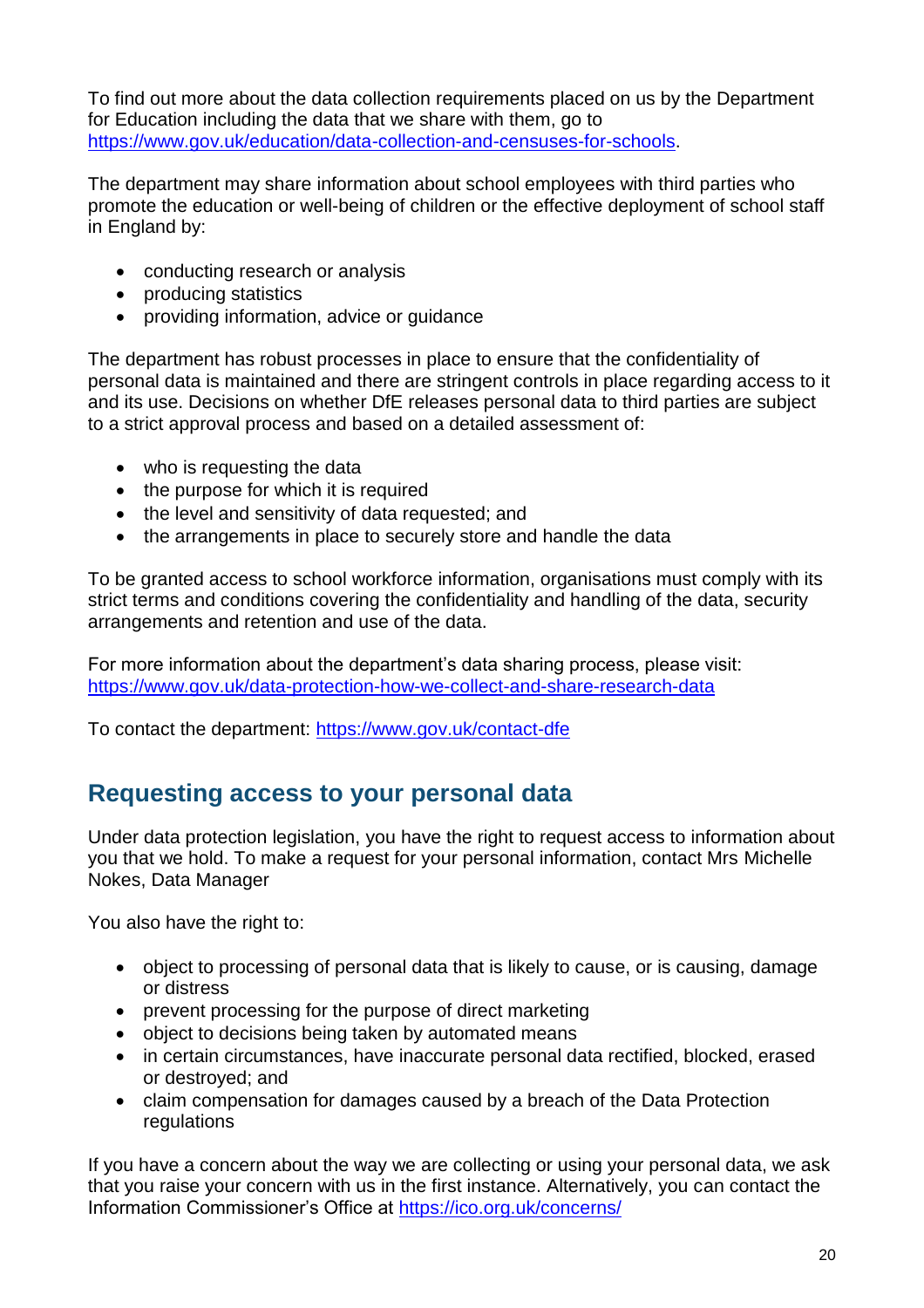To find out more about the data collection requirements placed on us by the Department for Education including the data that we share with them, go to [https://www.gov.uk/education/data-collection-and-censuses-for-schools](https://www.gov.uk/education/data-collection-and-censuses-for-schools).

The department may share information about school employees with third parties who promote the education or well-being of children or the effective deployment of school staff in England by:

- conducting research or analysis
- producing statistics
- providing information, advice or guidance

The department has robust processes in place to ensure that the confidentiality of personal data is maintained and there are stringent controls in place regarding access to it and its use. Decisions on whether DfE releases personal data to third parties are subject to a strict approval process and based on a detailed assessment of:

- who is requesting the data
- the purpose for which it is required
- the level and sensitivity of data requested; and
- the arrangements in place to securely store and handle the data

To be granted access to school workforce information, organisations must comply with its strict terms and conditions covering the confidentiality and handling of the data, security arrangements and retention and use of the data.

For more information about the department's data sharing process, please visit: [https://www.gov.uk/data-protection-how-we-collect-and-share-research-data](https://www.gov.uk/data-protection-how-we-collect-and-share-research-data)

To contact the department: [https://www.gov.uk/contact-dfe](https://www.gov.uk/contact-dfe)

## Requesting access to your personal data

Under data protection legislation, you have the right to request access to information about you that we hold. To make a request for your personal information, contact Mrs Michelle Nokes, Data Manager

You also have the right to:

- object to processing of personal data that is likely to cause, or is causing, damage or distress
- prevent processing for the purpose of direct marketing
- object to decisions being taken by automated means
- in certain circumstances, have inaccurate personal data rectified, blocked, erased or destroyed; and
- claim compensation for damages caused by a breach of the Data Protection regulations

If you have a concern about the way we are collecting or using your personal data, we ask that you raise your concern with us in the first instance. Alternatively, you can contact the Information Commissioner's Office at [https://ico.org.uk/concerns/](https://ico.org.uk/concerns/)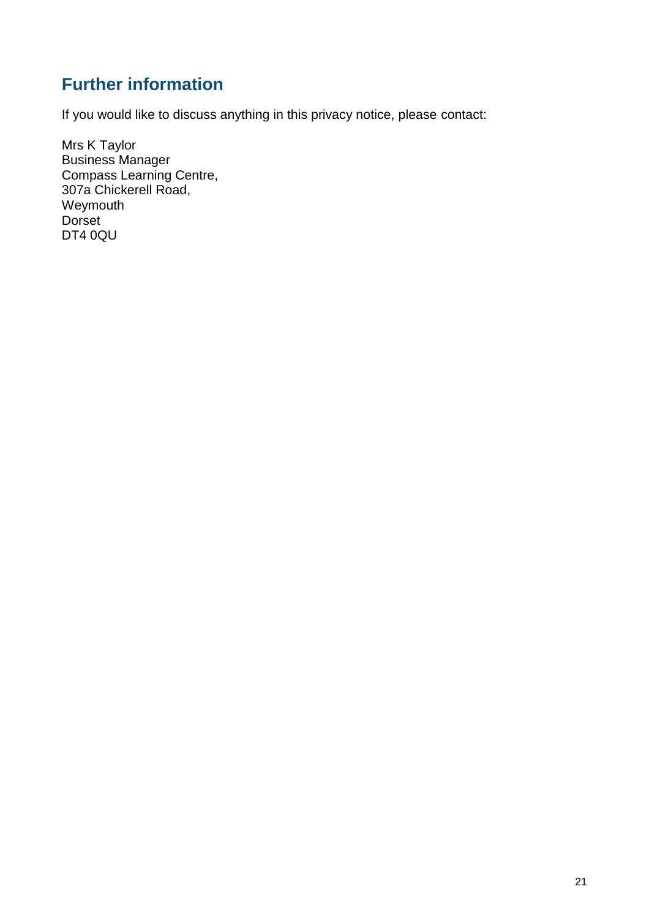## Further information

If you would like to discuss anything in this privacy notice, please contact:

Mrs K Taylor  
Business Manager  
Compass Learning Centre,  
307a Chickerell Road,  
Weymouth  
Dorset  
DT4 0QU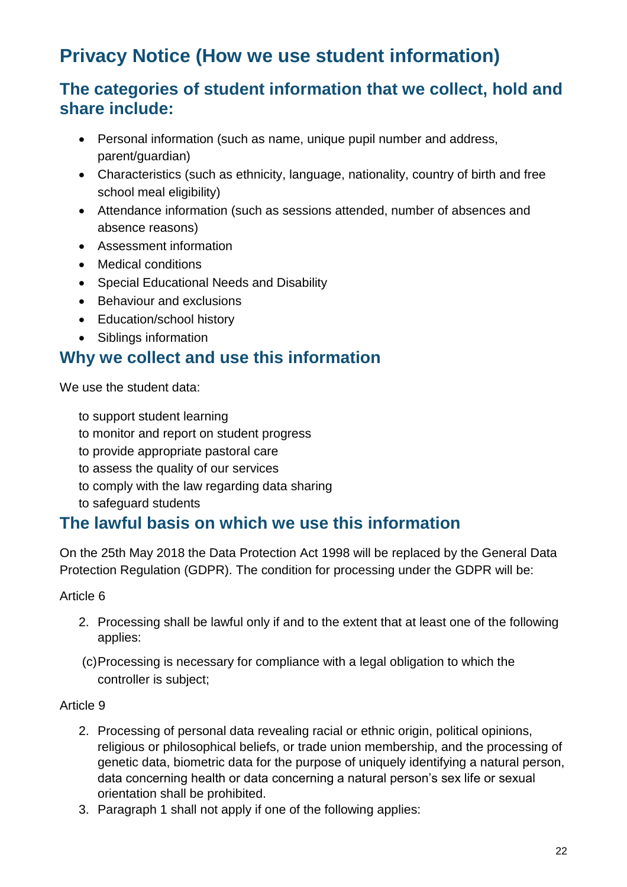# Privacy Notice (How we use student information)

## The categories of student information that we collect, hold and share include:

- Personal information (such as name, unique pupil number and address, parent/guardian)
- Characteristics (such as ethnicity, language, nationality, country of birth and free school meal eligibility)
- Attendance information (such as sessions attended, number of absences and absence reasons)
- Assessment information
- Medical conditions
- Special Educational Needs and Disability
- Behaviour and exclusions
- Education/school history
- Siblings information

## Why we collect and use this information

We use the student data:

to support student learning
to monitor and report on student progress
to provide appropriate pastoral care
to assess the quality of our services
to comply with the law regarding data sharing
to safeguard students

## The lawful basis on which we use this information

On the 25th May 2018 the Data Protection Act 1998 will be replaced by the General Data Protection Regulation (GDPR). The condition for processing under the GDPR will be:

Article 6

2. Processing shall be lawful only if and to the extent that at least one of the following applies:

(c) Processing is necessary for compliance with a legal obligation to which the controller is subject;

Article 9

2. Processing of personal data revealing racial or ethnic origin, political opinions, religious or philosophical beliefs, or trade union membership, and the processing of genetic data, biometric data for the purpose of uniquely identifying a natural person, data concerning health or data concerning a natural person's sex life or sexual orientation shall be prohibited.
3. Paragraph 1 shall not apply if one of the following applies: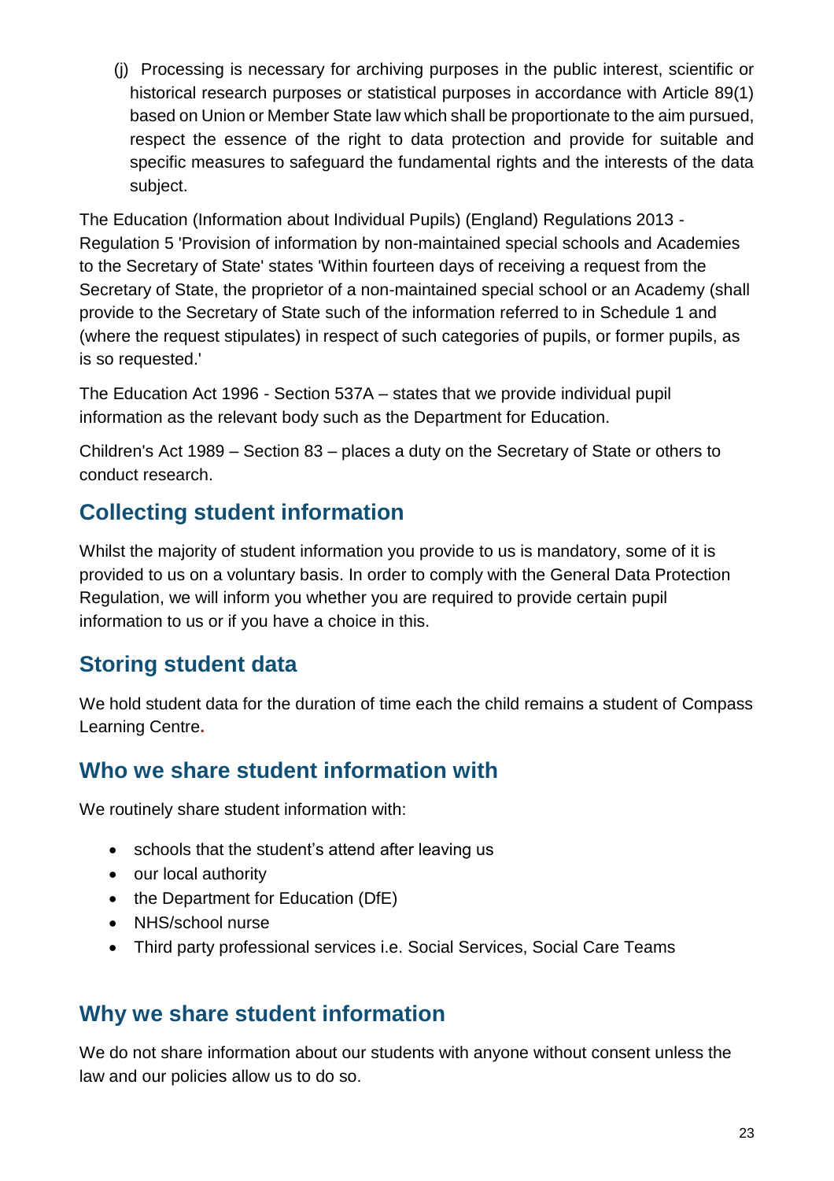(j) Processing is necessary for archiving purposes in the public interest, scientific or historical research purposes or statistical purposes in accordance with Article 89(1) based on Union or Member State law which shall be proportionate to the aim pursued, respect the essence of the right to data protection and provide for suitable and specific measures to safeguard the fundamental rights and the interests of the data subject.

The Education (Information about Individual Pupils) (England) Regulations 2013 - Regulation 5 'Provision of information by non-maintained special schools and Academies to the Secretary of State' states 'Within fourteen days of receiving a request from the Secretary of State, the proprietor of a non-maintained special school or an Academy (shall provide to the Secretary of State such of the information referred to in Schedule 1 and (where the request stipulates) in respect of such categories of pupils, or former pupils, as is so requested.'

The Education Act 1996 - Section 537A – states that we provide individual pupil information as the relevant body such as the Department for Education.

Children's Act 1989 – Section 83 – places a duty on the Secretary of State or others to conduct research.

## Collecting student information

Whilst the majority of student information you provide to us is mandatory, some of it is provided to us on a voluntary basis. In order to comply with the General Data Protection Regulation, we will inform you whether you are required to provide certain pupil information to us or if you have a choice in this.

## Storing student data

We hold student data for the duration of time each the child remains a student of Compass Learning Centre.

## Who we share student information with

We routinely share student information with:

- schools that the student's attend after leaving us
- our local authority
- the Department for Education (DfE)
- NHS/school nurse
- Third party professional services i.e. Social Services, Social Care Teams

## Why we share student information

We do not share information about our students with anyone without consent unless the law and our policies allow us to do so.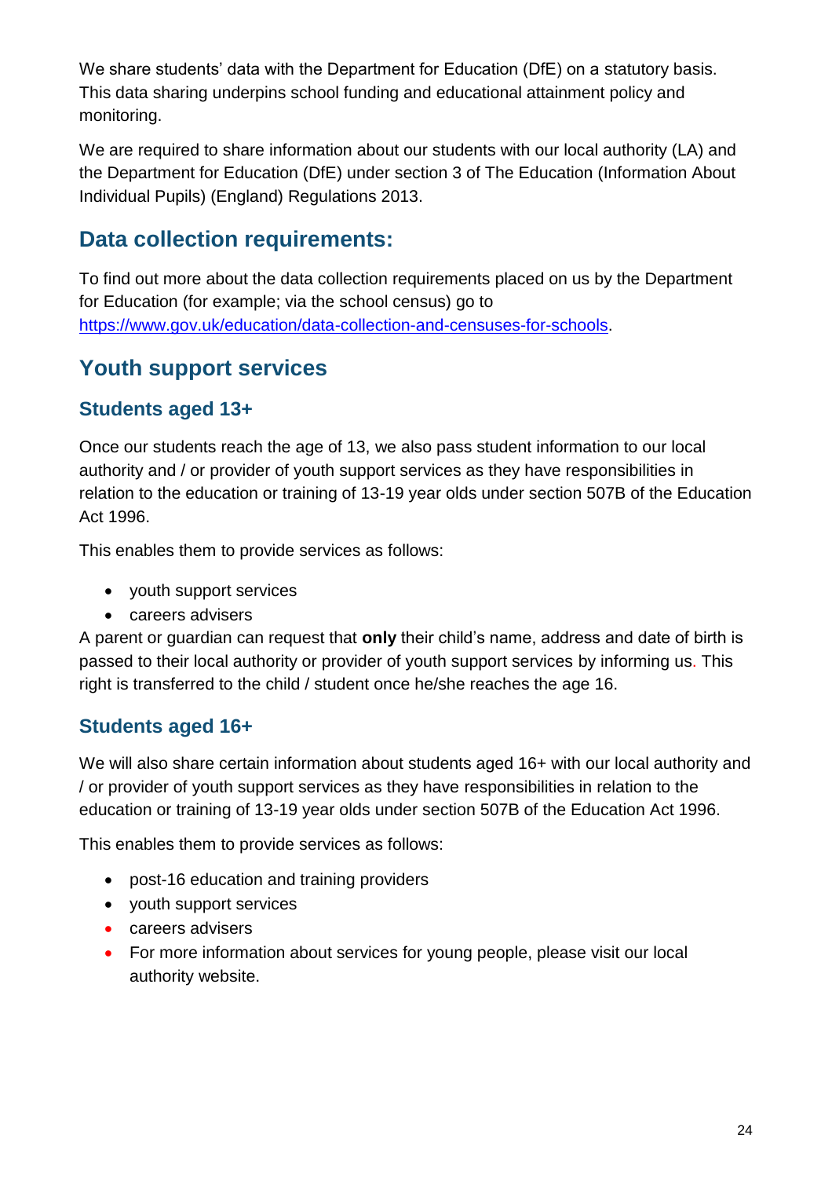We share students' data with the Department for Education (DfE) on a statutory basis. This data sharing underpins school funding and educational attainment policy and monitoring.

We are required to share information about our students with our local authority (LA) and the Department for Education (DfE) under section 3 of The Education (Information About Individual Pupils) (England) Regulations 2013.

## Data collection requirements:

To find out more about the data collection requirements placed on us by the Department for Education (for example; via the school census) go to [https://www.gov.uk/education/data-collection-and-censuses-for-schools](https://www.gov.uk/education/data-collection-and-censuses-for-schools).

## Youth support services

### Students aged 13+

Once our students reach the age of 13, we also pass student information to our local authority and / or provider of youth support services as they have responsibilities in relation to the education or training of 13-19 year olds under section 507B of the Education Act 1996.

This enables them to provide services as follows:

- youth support services
- careers advisers

A parent or guardian can request that **only** their child's name, address and date of birth is passed to their local authority or provider of youth support services by informing us. This right is transferred to the child / student once he/she reaches the age 16.

### Students aged 16+

We will also share certain information about students aged 16+ with our local authority and / or provider of youth support services as they have responsibilities in relation to the education or training of 13-19 year olds under section 507B of the Education Act 1996.

This enables them to provide services as follows:

- post-16 education and training providers
- youth support services
- careers advisers
- For more information about services for young people, please visit our local authority website.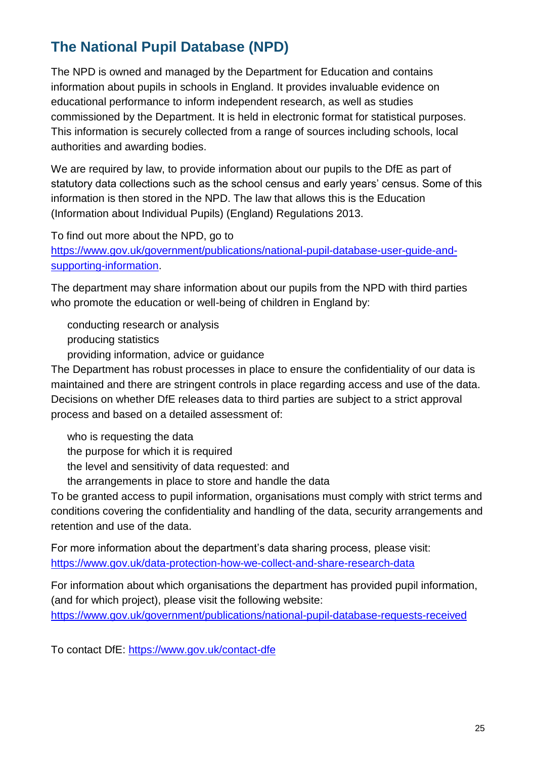## The National Pupil Database (NPD)

The NPD is owned and managed by the Department for Education and contains information about pupils in schools in England. It provides invaluable evidence on educational performance to inform independent research, as well as studies commissioned by the Department. It is held in electronic format for statistical purposes. This information is securely collected from a range of sources including schools, local authorities and awarding bodies.

We are required by law, to provide information about our pupils to the DfE as part of statutory data collections such as the school census and early years' census. Some of this information is then stored in the NPD. The law that allows this is the Education (Information about Individual Pupils) (England) Regulations 2013.

To find out more about the NPD, go to [https://www.gov.uk/government/publications/national-pupil-database-user-guide-and-supporting-information](https://www.gov.uk/government/publications/national-pupil-database-user-guide-and-supporting-information).

The department may share information about our pupils from the NPD with third parties who promote the education or well-being of children in England by:

- conducting research or analysis
- producing statistics
- providing information, advice or guidance

The Department has robust processes in place to ensure the confidentiality of our data is maintained and there are stringent controls in place regarding access and use of the data. Decisions on whether DfE releases data to third parties are subject to a strict approval process and based on a detailed assessment of:

- who is requesting the data
- the purpose for which it is required
- the level and sensitivity of data requested: and
- the arrangements in place to store and handle the data

To be granted access to pupil information, organisations must comply with strict terms and conditions covering the confidentiality and handling of the data, security arrangements and retention and use of the data.

For more information about the department's data sharing process, please visit: [https://www.gov.uk/data-protection-how-we-collect-and-share-research-data](https://www.gov.uk/data-protection-how-we-collect-and-share-research-data)

For information about which organisations the department has provided pupil information, (and for which project), please visit the following website: [https://www.gov.uk/government/publications/national-pupil-database-requests-received](https://www.gov.uk/government/publications/national-pupil-database-requests-received)

To contact DfE: [https://www.gov.uk/contact-dfe](https://www.gov.uk/contact-dfe)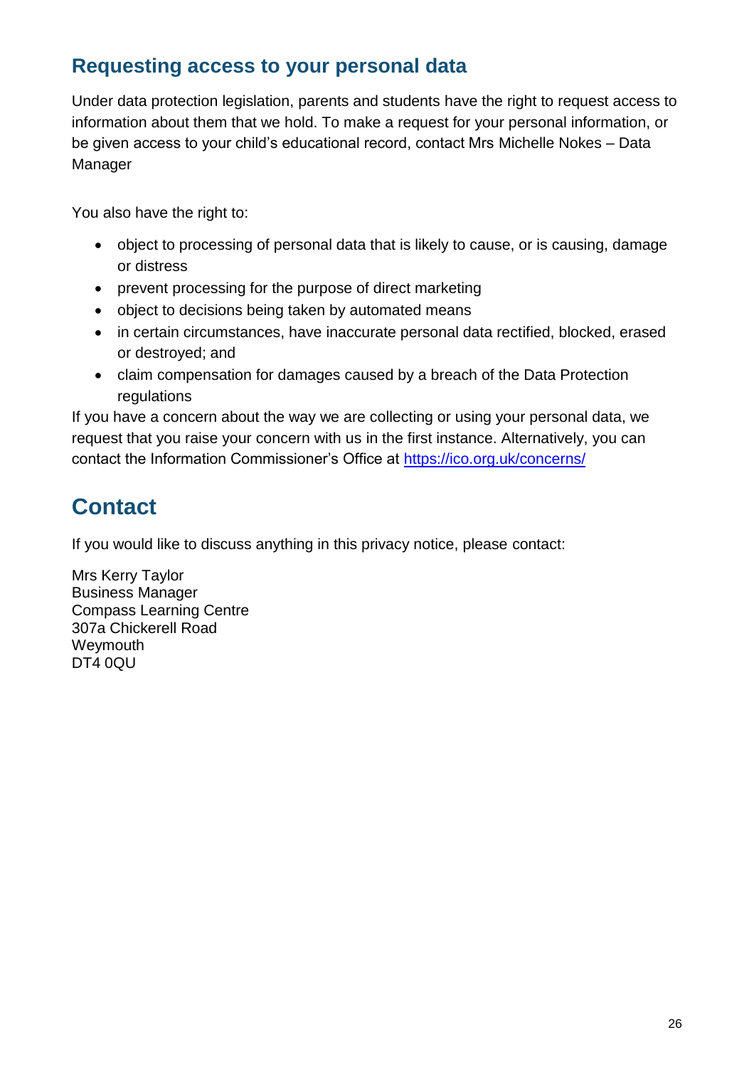## Requesting access to your personal data

Under data protection legislation, parents and students have the right to request access to information about them that we hold. To make a request for your personal information, or be given access to your child's educational record, contact Mrs Michelle Nokes – Data Manager

You also have the right to:

- object to processing of personal data that is likely to cause, or is causing, damage or distress
- prevent processing for the purpose of direct marketing
- object to decisions being taken by automated means
- in certain circumstances, have inaccurate personal data rectified, blocked, erased or destroyed; and
- claim compensation for damages caused by a breach of the Data Protection regulations

If you have a concern about the way we are collecting or using your personal data, we request that you raise your concern with us in the first instance. Alternatively, you can contact the Information Commissioner's Office at https://ico.org.uk/concerns/

# Contact

If you would like to discuss anything in this privacy notice, please contact:

Mrs Kerry Taylor
Business Manager
Compass Learning Centre
307a Chickerell Road
Weymouth
DT4 0QU